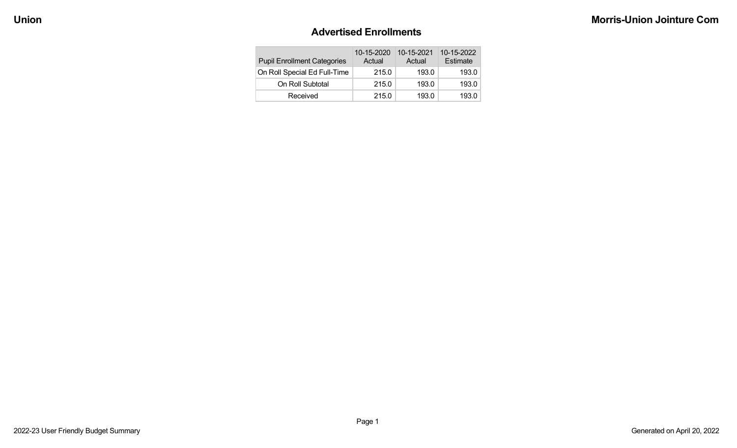# Advertised Enrollments

| Pupil Enrollment Categories | 10-15-2020 Actual | 10-15-2021 Actual | 10-15-2022 Estimate |
|---|---|---|---|
| On Roll Special Ed Full-Time | 215.0 | 193.0 | 193.0 |
| On Roll Subtotal | 215.0 | 193.0 | 193.0 |
| Received | 215.0 | 193.0 | 193.0 |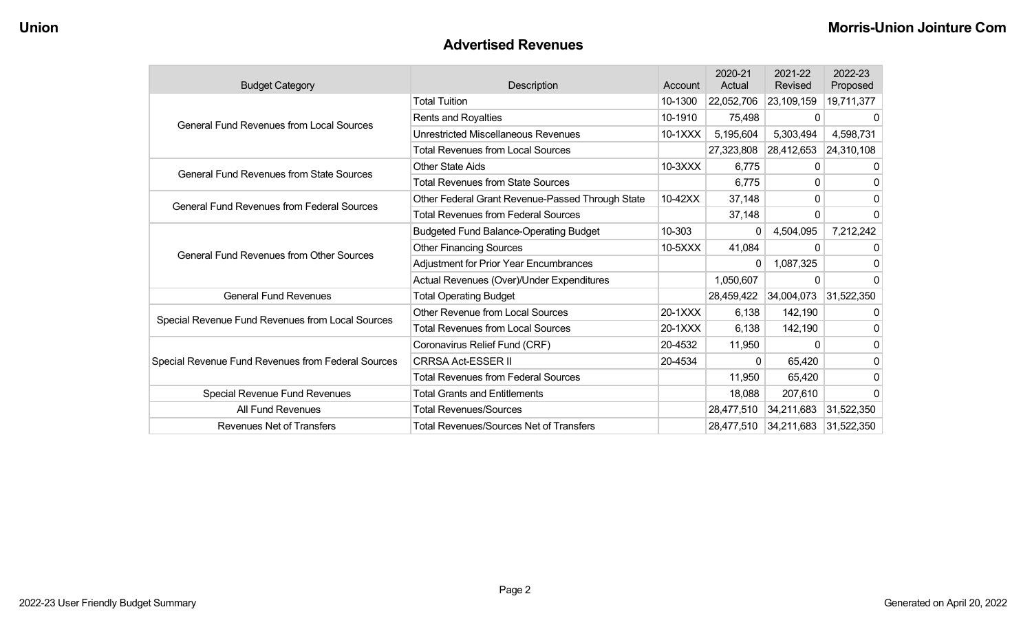## Advertised Revenues

| Budget Category | Description | Account | 2020-21 Actual | 2021-22 Revised | 2022-23 Proposed |
|---|---|---|---|---|---|
| General Fund Revenues from Local Sources | Total Tuition | 10-1300 | 22,052,706 | 23,109,159 | 19,711,377 |
| | Rents and Royalties | 10-1910 | 75,498 | 0 | 0 |
| | Unrestricted Miscellaneous Revenues | 10-1XXX | 5,195,604 | 5,303,494 | 4,598,731 |
| | Total Revenues from Local Sources | | 27,323,808 | 28,412,653 | 24,310,108 |
| General Fund Revenues from State Sources | Other State Aids | 10-3XXX | 6,775 | 0 | 0 |
| | Total Revenues from State Sources | | 6,775 | 0 | 0 |
| General Fund Revenues from Federal Sources | Other Federal Grant Revenue-Passed Through State | 10-42XX | 37,148 | 0 | 0 |
| | Total Revenues from Federal Sources | | 37,148 | 0 | 0 |
| General Fund Revenues from Other Sources | Budgeted Fund Balance-Operating Budget | 10-303 | 0 | 4,504,095 | 7,212,242 |
| | Other Financing Sources | 10-5XXX | 41,084 | 0 | 0 |
| | Adjustment for Prior Year Encumbrances | | 0 | 1,087,325 | 0 |
| | Actual Revenues (Over)/Under Expenditures | | 1,050,607 | 0 | 0 |
| General Fund Revenues | Total Operating Budget | | 28,459,422 | 34,004,073 | 31,522,350 |
| Special Revenue Fund Revenues from Local Sources | Other Revenue from Local Sources | 20-1XXX | 6,138 | 142,190 | 0 |
| | Total Revenues from Local Sources | 20-1XXX | 6,138 | 142,190 | 0 |
| Special Revenue Fund Revenues from Federal Sources | Coronavirus Relief Fund (CRF) | 20-4532 | 11,950 | 0 | 0 |
| | CRRSA Act-ESSER II | 20-4534 | 0 | 65,420 | 0 |
| | Total Revenues from Federal Sources | | 11,950 | 65,420 | 0 |
| Special Revenue Fund Revenues | Total Grants and Entitlements | | 18,088 | 207,610 | 0 |
| All Fund Revenues | Total Revenues/Sources | | 28,477,510 | 34,211,683 | 31,522,350 |
| Revenues Net of Transfers | Total Revenues/Sources Net of Transfers | | 28,477,510 | 34,211,683 | 31,522,350 |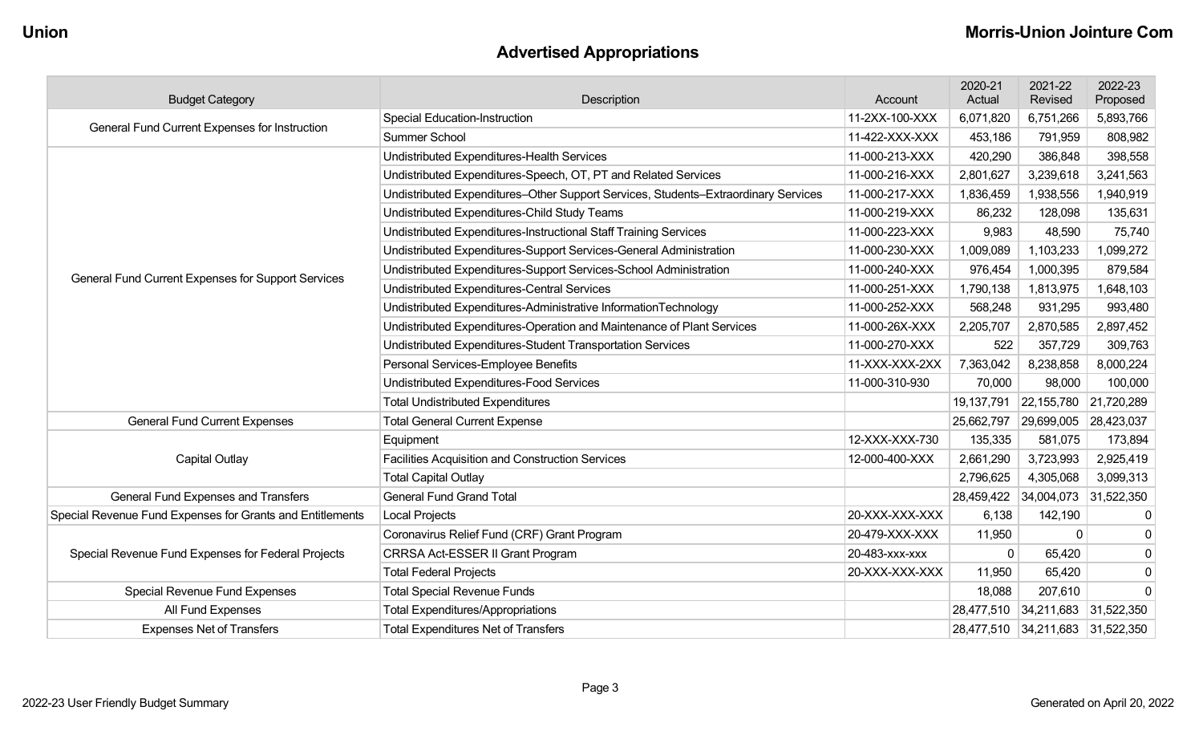Union

Morris-Union Jointure Com

# Advertised Appropriations

| Budget Category | Description | Account | 2020-21 Actual | 2021-22 Revised | 2022-23 Proposed |
|---|---|---|---|---|---|
| General Fund Current Expenses for Instruction | Special Education-Instruction | 11-2XX-100-XXX | 6,071,820 | 6,751,266 | 5,893,766 |
| | Summer School | 11-422-XXX-XXX | 453,186 | 791,959 | 808,982 |
| General Fund Current Expenses for Support Services | Undistributed Expenditures-Health Services | 11-000-213-XXX | 420,290 | 386,848 | 398,558 |
| | Undistributed Expenditures-Speech, OT, PT and Related Services | 11-000-216-XXX | 2,801,627 | 3,239,618 | 3,241,563 |
| | Undistributed Expenditures–Other Support Services, Students–Extraordinary Services | 11-000-217-XXX | 1,836,459 | 1,938,556 | 1,940,919 |
| | Undistributed Expenditures-Child Study Teams | 11-000-219-XXX | 86,232 | 128,098 | 135,631 |
| | Undistributed Expenditures-Instructional Staff Training Services | 11-000-223-XXX | 9,983 | 48,590 | 75,740 |
| | Undistributed Expenditures-Support Services-General Administration | 11-000-230-XXX | 1,009,089 | 1,103,233 | 1,099,272 |
| | Undistributed Expenditures-Support Services-School Administration | 11-000-240-XXX | 976,454 | 1,000,395 | 879,584 |
| | Undistributed Expenditures-Central Services | 11-000-251-XXX | 1,790,138 | 1,813,975 | 1,648,103 |
| | Undistributed Expenditures-Administrative InformationTechnology | 11-000-252-XXX | 568,248 | 931,295 | 993,480 |
| | Undistributed Expenditures-Operation and Maintenance of Plant Services | 11-000-26X-XXX | 2,205,707 | 2,870,585 | 2,897,452 |
| | Undistributed Expenditures-Student Transportation Services | 11-000-270-XXX | 522 | 357,729 | 309,763 |
| | Personal Services-Employee Benefits | 11-XXX-XXX-2XX | 7,363,042 | 8,238,858 | 8,000,224 |
| | Undistributed Expenditures-Food Services | 11-000-310-930 | 70,000 | 98,000 | 100,000 |
| | Total Undistributed Expenditures | | 19,137,791 | 22,155,780 | 21,720,289 |
| General Fund Current Expenses | Total General Current Expense | | 25,662,797 | 29,699,005 | 28,423,037 |
| Capital Outlay | Equipment | 12-XXX-XXX-730 | 135,335 | 581,075 | 173,894 |
| | Facilities Acquisition and Construction Services | 12-000-400-XXX | 2,661,290 | 3,723,993 | 2,925,419 |
| | Total Capital Outlay | | 2,796,625 | 4,305,068 | 3,099,313 |
| General Fund Expenses and Transfers | General Fund Grand Total | | 28,459,422 | 34,004,073 | 31,522,350 |
| Special Revenue Fund Expenses for Grants and Entitlements | Local Projects | 20-XXX-XXX-XXX | 6,138 | 142,190 | 0 |
| Special Revenue Fund Expenses for Federal Projects | Coronavirus Relief Fund (CRF) Grant Program | 20-479-XXX-XXX | 11,950 | 0 | 0 |
| | CRRSA Act-ESSER II Grant Program | 20-483-xxx-xxx | 0 | 65,420 | 0 |
| | Total Federal Projects | 20-XXX-XXX-XXX | 11,950 | 65,420 | 0 |
| Special Revenue Fund Expenses | Total Special Revenue Funds | | 18,088 | 207,610 | 0 |
| All Fund Expenses | Total Expenditures/Appropriations | | 28,477,510 | 34,211,683 | 31,522,350 |
| Expenses Net of Transfers | Total Expenditures Net of Transfers | | 28,477,510 | 34,211,683 | 31,522,350 |

2022-23 User Friendly Budget Summary

Generated on April 20, 2022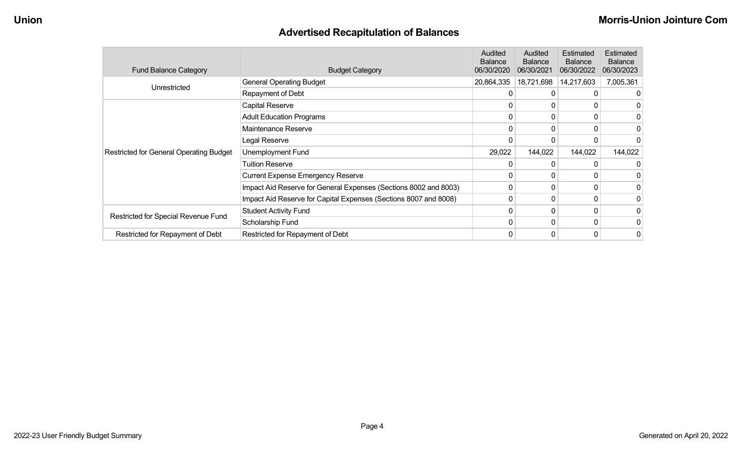## Advertised Recapitulation of Balances

| Fund Balance Category | Budget Category | Audited Balance 06/30/2020 | Audited Balance 06/30/2021 | Estimated Balance 06/30/2022 | Estimated Balance 06/30/2023 |
|---|---|---|---|---|---|
| Unrestricted | General Operating Budget | 20,864,335 | 18,721,698 | 14,217,603 | 7,005,361 |
| | Repayment of Debt | 0 | 0 | 0 | 0 |
| Restricted for General Operating Budget | Capital Reserve | 0 | 0 | 0 | 0 |
| | Adult Education Programs | 0 | 0 | 0 | 0 |
| | Maintenance Reserve | 0 | 0 | 0 | 0 |
| | Legal Reserve | 0 | 0 | 0 | 0 |
| | Unemployment Fund | 29,022 | 144,022 | 144,022 | 144,022 |
| | Tuition Reserve | 0 | 0 | 0 | 0 |
| | Current Expense Emergency Reserve | 0 | 0 | 0 | 0 |
| | Impact Aid Reserve for General Expenses (Sections 8002 and 8003) | 0 | 0 | 0 | 0 |
| | Impact Aid Reserve for Capital Expenses (Sections 8007 and 8008) | 0 | 0 | 0 | 0 |
| Restricted for Special Revenue Fund | Student Activity Fund | 0 | 0 | 0 | 0 |
| | Scholarship Fund | 0 | 0 | 0 | 0 |
| Restricted for Repayment of Debt | Restricted for Repayment of Debt | 0 | 0 | 0 | 0 |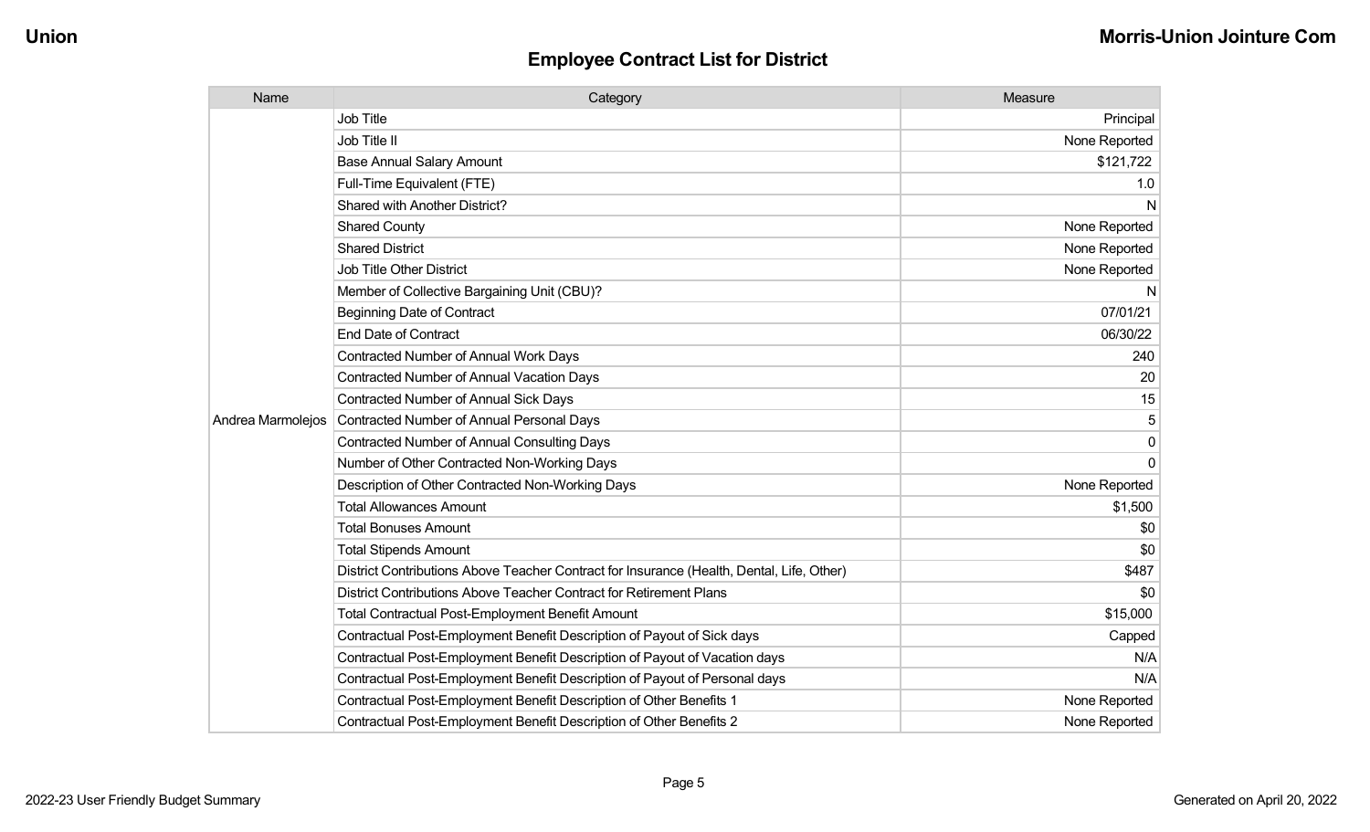## Employee Contract List for District

| Name | Category | Measure |
|---|---|---|
| Andrea Marmolejos | Job Title | Principal |
| | Job Title II | None Reported |
| | Base Annual Salary Amount | $121,722 |
| | Full-Time Equivalent (FTE) | 1.0 |
| | Shared with Another District? | N |
| | Shared County | None Reported |
| | Shared District | None Reported |
| | Job Title Other District | None Reported |
| | Member of Collective Bargaining Unit (CBU)? | N |
| | Beginning Date of Contract | 07/01/21 |
| | End Date of Contract | 06/30/22 |
| | Contracted Number of Annual Work Days | 240 |
| | Contracted Number of Annual Vacation Days | 20 |
| | Contracted Number of Annual Sick Days | 15 |
| | Contracted Number of Annual Personal Days | 5 |
| | Contracted Number of Annual Consulting Days | 0 |
| | Number of Other Contracted Non-Working Days | 0 |
| | Description of Other Contracted Non-Working Days | None Reported |
| | Total Allowances Amount | $1,500 |
| | Total Bonuses Amount | $0 |
| | Total Stipends Amount | $0 |
| | District Contributions Above Teacher Contract for Insurance (Health, Dental, Life, Other) | $487 |
| | District Contributions Above Teacher Contract for Retirement Plans | $0 |
| | Total Contractual Post-Employment Benefit Amount | $15,000 |
| | Contractual Post-Employment Benefit Description of Payout of Sick days | Capped |
| | Contractual Post-Employment Benefit Description of Payout of Vacation days | N/A |
| | Contractual Post-Employment Benefit Description of Payout of Personal days | N/A |
| | Contractual Post-Employment Benefit Description of Other Benefits 1 | None Reported |
| | Contractual Post-Employment Benefit Description of Other Benefits 2 | None Reported |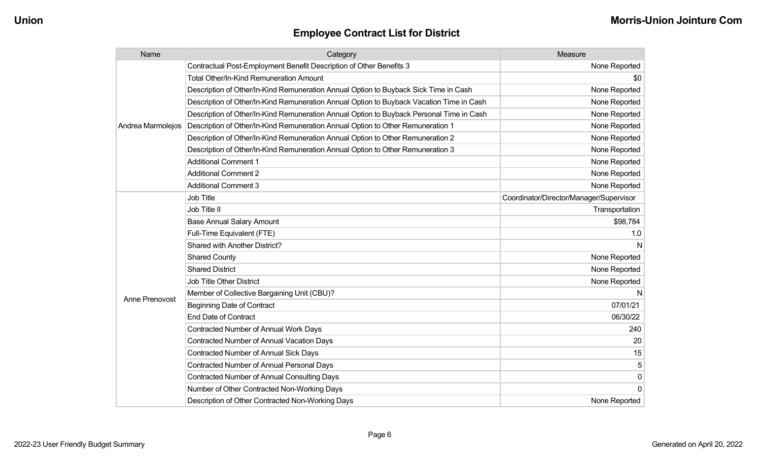## Employee Contract List for District

| Name | Category | Measure |
|---|---|---|
| Andrea Marmolejos | Contractual Post-Employment Benefit Description of Other Benefits 3 | None Reported |
| | Total Other/In-Kind Remuneration Amount | $0 |
| | Description of Other/In-Kind Remuneration Annual Option to Buyback Sick Time in Cash | None Reported |
| | Description of Other/In-Kind Remuneration Annual Option to Buyback Vacation Time in Cash | None Reported |
| | Description of Other/In-Kind Remuneration Annual Option to Buyback Personal Time in Cash | None Reported |
| | Description of Other/In-Kind Remuneration Annual Option to Other Remuneration 1 | None Reported |
| | Description of Other/In-Kind Remuneration Annual Option to Other Remuneration 2 | None Reported |
| | Description of Other/In-Kind Remuneration Annual Option to Other Remuneration 3 | None Reported |
| | Additional Comment 1 | None Reported |
| | Additional Comment 2 | None Reported |
| | Additional Comment 3 | None Reported |
| Anne Prenovost | Job Title | Coordinator/Director/Manager/Supervisor |
| | Job Title II | Transportation |
| | Base Annual Salary Amount | $98,784 |
| | Full-Time Equivalent (FTE) | 1.0 |
| | Shared with Another District? | N |
| | Shared County | None Reported |
| | Shared District | None Reported |
| | Job Title Other District | None Reported |
| | Member of Collective Bargaining Unit (CBU)? | N |
| | Beginning Date of Contract | 07/01/21 |
| | End Date of Contract | 06/30/22 |
| | Contracted Number of Annual Work Days | 240 |
| | Contracted Number of Annual Vacation Days | 20 |
| | Contracted Number of Annual Sick Days | 15 |
| | Contracted Number of Annual Personal Days | 5 |
| | Contracted Number of Annual Consulting Days | 0 |
| | Number of Other Contracted Non-Working Days | 0 |
| | Description of Other Contracted Non-Working Days | None Reported |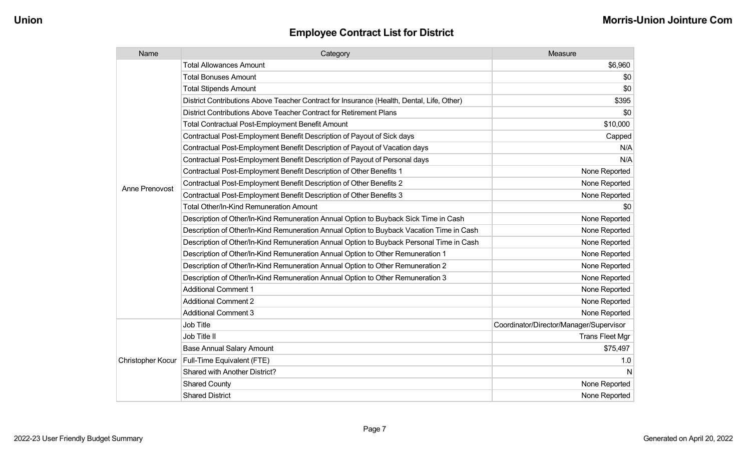## Employee Contract List for District

| Name | Category | Measure |
|---|---|---|
| Anne Prenovost | Total Allowances Amount | $6,960 |
| | Total Bonuses Amount | $0 |
| | Total Stipends Amount | $0 |
| | District Contributions Above Teacher Contract for Insurance (Health, Dental, Life, Other) | $395 |
| | District Contributions Above Teacher Contract for Retirement Plans | $0 |
| | Total Contractual Post-Employment Benefit Amount | $10,000 |
| | Contractual Post-Employment Benefit Description of Payout of Sick days | Capped |
| | Contractual Post-Employment Benefit Description of Payout of Vacation days | N/A |
| | Contractual Post-Employment Benefit Description of Payout of Personal days | N/A |
| | Contractual Post-Employment Benefit Description of Other Benefits 1 | None Reported |
| | Contractual Post-Employment Benefit Description of Other Benefits 2 | None Reported |
| | Contractual Post-Employment Benefit Description of Other Benefits 3 | None Reported |
| | Total Other/In-Kind Remuneration Amount | $0 |
| | Description of Other/In-Kind Remuneration Annual Option to Buyback Sick Time in Cash | None Reported |
| | Description of Other/In-Kind Remuneration Annual Option to Buyback Vacation Time in Cash | None Reported |
| | Description of Other/In-Kind Remuneration Annual Option to Buyback Personal Time in Cash | None Reported |
| | Description of Other/In-Kind Remuneration Annual Option to Other Remuneration 1 | None Reported |
| | Description of Other/In-Kind Remuneration Annual Option to Other Remuneration 2 | None Reported |
| | Description of Other/In-Kind Remuneration Annual Option to Other Remuneration 3 | None Reported |
| | Additional Comment 1 | None Reported |
| | Additional Comment 2 | None Reported |
| | Additional Comment 3 | None Reported |
| Christopher Kocur | Job Title | Coordinator/Director/Manager/Supervisor |
| | Job Title II | Trans Fleet Mgr |
| | Base Annual Salary Amount | $75,497 |
| | Full-Time Equivalent (FTE) | 1.0 |
| | Shared with Another District? | N |
| | Shared County | None Reported |
| | Shared District | None Reported |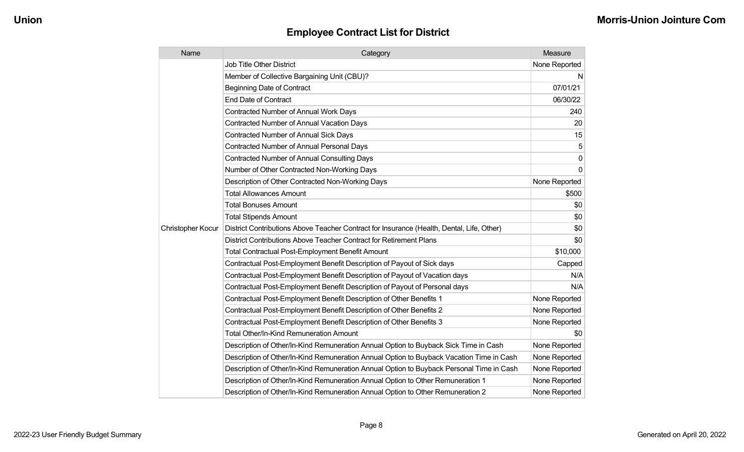## Employee Contract List for District

| Name | Category | Measure |
|---|---|---|
| Christopher Kocur | Job Title Other District | None Reported |
| | Member of Collective Bargaining Unit (CBU)? | N |
| | Beginning Date of Contract | 07/01/21 |
| | End Date of Contract | 06/30/22 |
| | Contracted Number of Annual Work Days | 240 |
| | Contracted Number of Annual Vacation Days | 20 |
| | Contracted Number of Annual Sick Days | 15 |
| | Contracted Number of Annual Personal Days | 5 |
| | Contracted Number of Annual Consulting Days | 0 |
| | Number of Other Contracted Non-Working Days | 0 |
| | Description of Other Contracted Non-Working Days | None Reported |
| | Total Allowances Amount | $500 |
| | Total Bonuses Amount | $0 |
| | Total Stipends Amount | $0 |
| | District Contributions Above Teacher Contract for Insurance (Health, Dental, Life, Other) | $0 |
| | District Contributions Above Teacher Contract for Retirement Plans | $0 |
| | Total Contractual Post-Employment Benefit Amount | $10,000 |
| | Contractual Post-Employment Benefit Description of Payout of Sick days | Capped |
| | Contractual Post-Employment Benefit Description of Payout of Vacation days | N/A |
| | Contractual Post-Employment Benefit Description of Payout of Personal days | N/A |
| | Contractual Post-Employment Benefit Description of Other Benefits 1 | None Reported |
| | Contractual Post-Employment Benefit Description of Other Benefits 2 | None Reported |
| | Contractual Post-Employment Benefit Description of Other Benefits 3 | None Reported |
| | Total Other/In-Kind Remuneration Amount | $0 |
| | Description of Other/In-Kind Remuneration Annual Option to Buyback Sick Time in Cash | None Reported |
| | Description of Other/In-Kind Remuneration Annual Option to Buyback Vacation Time in Cash | None Reported |
| | Description of Other/In-Kind Remuneration Annual Option to Buyback Personal Time in Cash | None Reported |
| | Description of Other/In-Kind Remuneration Annual Option to Other Remuneration 1 | None Reported |
| | Description of Other/In-Kind Remuneration Annual Option to Other Remuneration 2 | None Reported |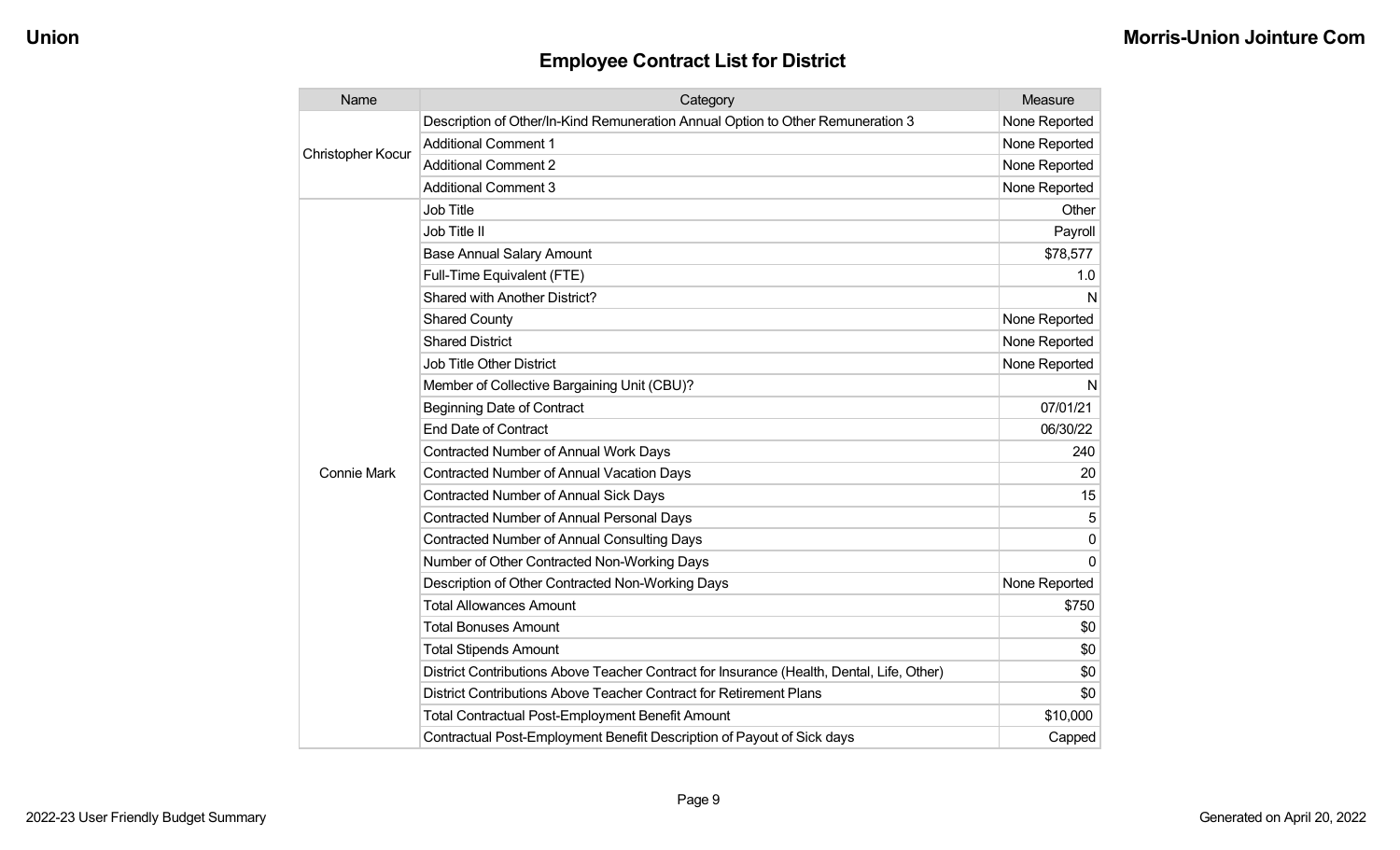## Employee Contract List for District

| Name | Category | Measure |
|---|---|---|
| Christopher Kocur | Description of Other/In-Kind Remuneration Annual Option to Other Remuneration 3 | None Reported |
| | Additional Comment 1 | None Reported |
| | Additional Comment 2 | None Reported |
| | Additional Comment 3 | None Reported |
| Connie Mark | Job Title | Other |
| | Job Title II | Payroll |
| | Base Annual Salary Amount | $78,577 |
| | Full-Time Equivalent (FTE) | 1.0 |
| | Shared with Another District? | N |
| | Shared County | None Reported |
| | Shared District | None Reported |
| | Job Title Other District | None Reported |
| | Member of Collective Bargaining Unit (CBU)? | N |
| | Beginning Date of Contract | 07/01/21 |
| | End Date of Contract | 06/30/22 |
| | Contracted Number of Annual Work Days | 240 |
| | Contracted Number of Annual Vacation Days | 20 |
| | Contracted Number of Annual Sick Days | 15 |
| | Contracted Number of Annual Personal Days | 5 |
| | Contracted Number of Annual Consulting Days | 0 |
| | Number of Other Contracted Non-Working Days | 0 |
| | Description of Other Contracted Non-Working Days | None Reported |
| | Total Allowances Amount | $750 |
| | Total Bonuses Amount | $0 |
| | Total Stipends Amount | $0 |
| | District Contributions Above Teacher Contract for Insurance (Health, Dental, Life, Other) | $0 |
| | District Contributions Above Teacher Contract for Retirement Plans | $0 |
| | Total Contractual Post-Employment Benefit Amount | $10,000 |
| | Contractual Post-Employment Benefit Description of Payout of Sick days | Capped |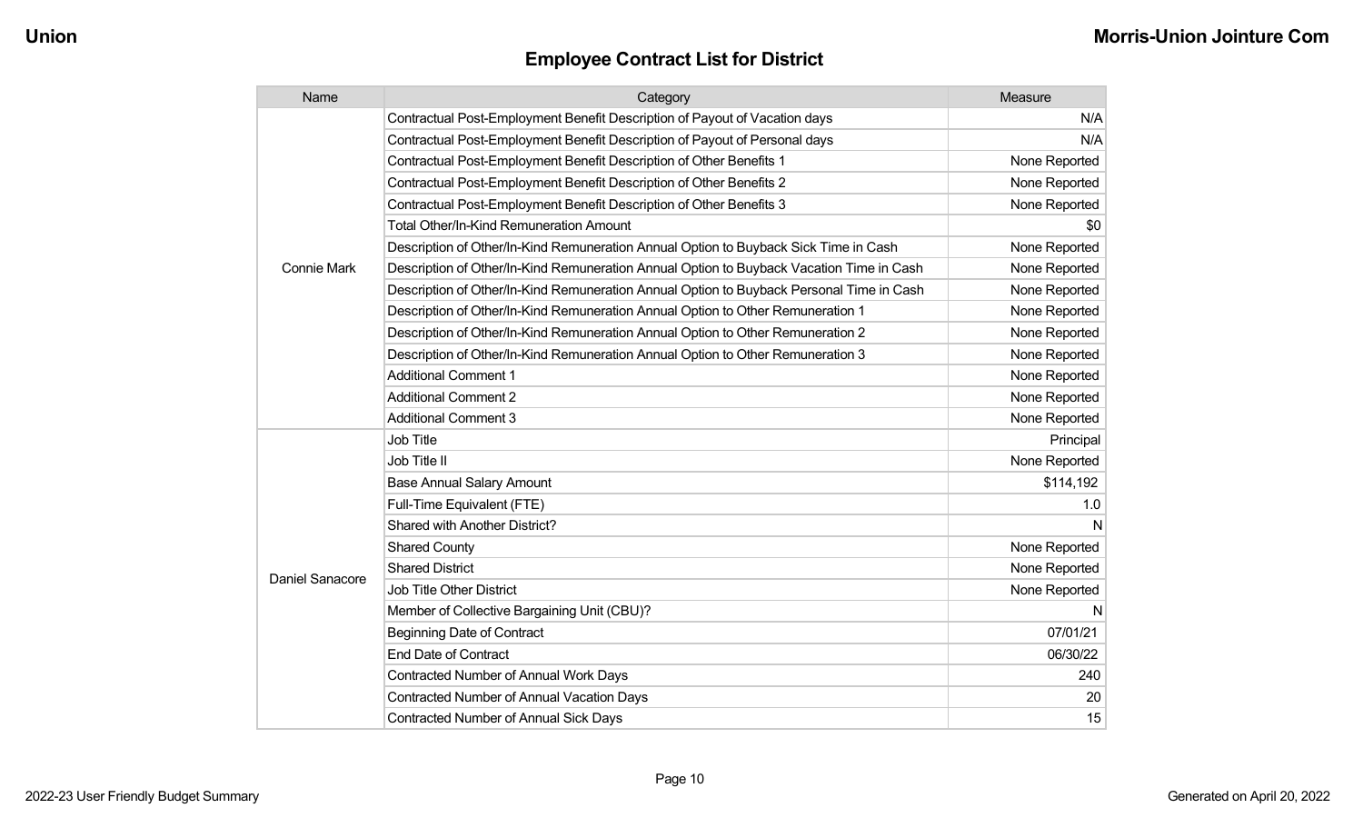## Employee Contract List for District

| Name | Category | Measure |
|---|---|---|
| Connie Mark | Contractual Post-Employment Benefit Description of Payout of Vacation days | N/A |
| | Contractual Post-Employment Benefit Description of Payout of Personal days | N/A |
| | Contractual Post-Employment Benefit Description of Other Benefits 1 | None Reported |
| | Contractual Post-Employment Benefit Description of Other Benefits 2 | None Reported |
| | Contractual Post-Employment Benefit Description of Other Benefits 3 | None Reported |
| | Total Other/In-Kind Remuneration Amount | $0 |
| | Description of Other/In-Kind Remuneration Annual Option to Buyback Sick Time in Cash | None Reported |
| | Description of Other/In-Kind Remuneration Annual Option to Buyback Vacation Time in Cash | None Reported |
| | Description of Other/In-Kind Remuneration Annual Option to Buyback Personal Time in Cash | None Reported |
| | Description of Other/In-Kind Remuneration Annual Option to Other Remuneration 1 | None Reported |
| | Description of Other/In-Kind Remuneration Annual Option to Other Remuneration 2 | None Reported |
| | Description of Other/In-Kind Remuneration Annual Option to Other Remuneration 3 | None Reported |
| | Additional Comment 1 | None Reported |
| | Additional Comment 2 | None Reported |
| | Additional Comment 3 | None Reported |
| Daniel Sanacore | Job Title | Principal |
| | Job Title II | None Reported |
| | Base Annual Salary Amount | $114,192 |
| | Full-Time Equivalent (FTE) | 1.0 |
| | Shared with Another District? | N |
| | Shared County | None Reported |
| | Shared District | None Reported |
| | Job Title Other District | None Reported |
| | Member of Collective Bargaining Unit (CBU)? | N |
| | Beginning Date of Contract | 07/01/21 |
| | End Date of Contract | 06/30/22 |
| | Contracted Number of Annual Work Days | 240 |
| | Contracted Number of Annual Vacation Days | 20 |
| | Contracted Number of Annual Sick Days | 15 |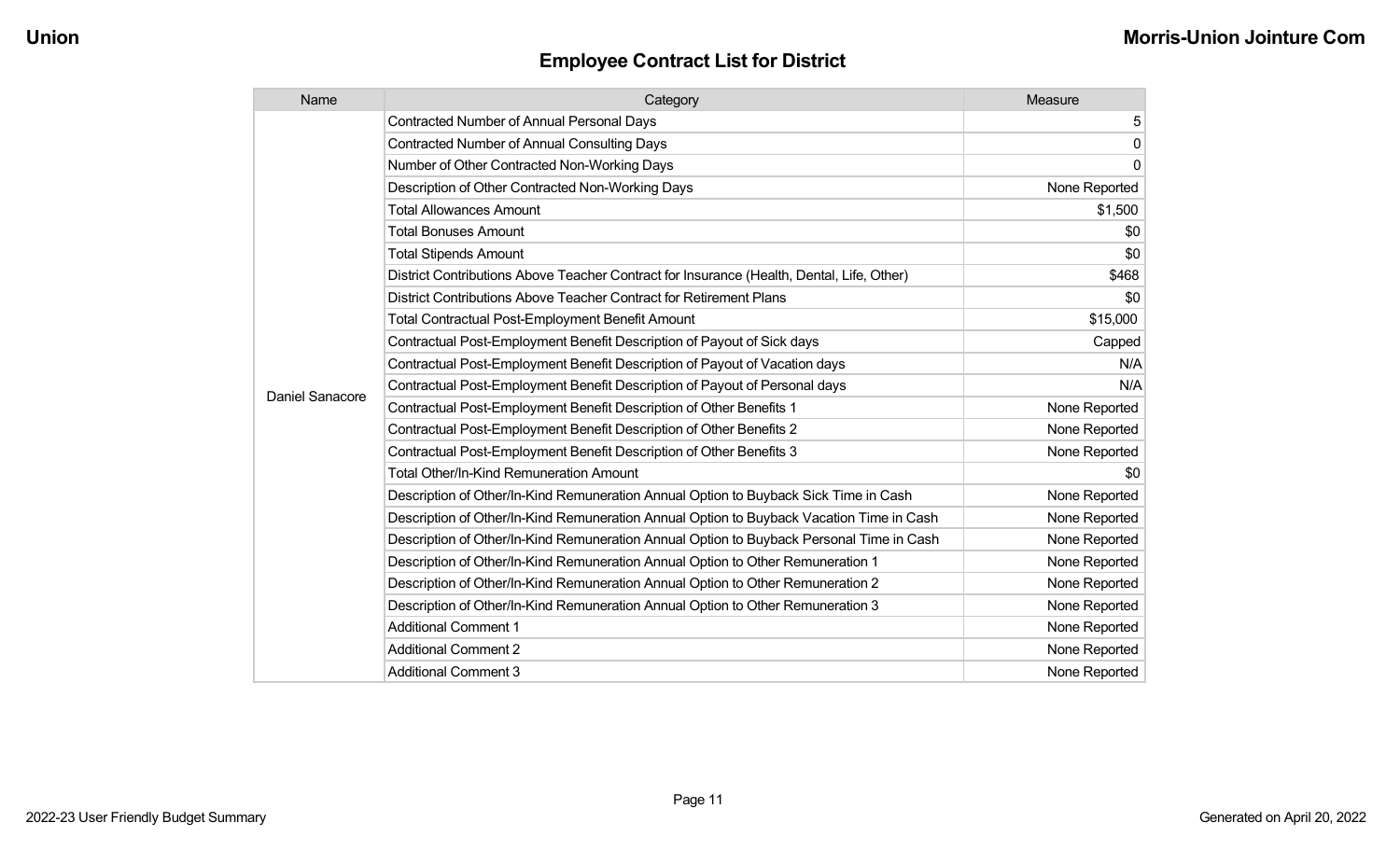## Employee Contract List for District

| Name | Category | Measure |
| --- | --- | --- |
| Daniel Sanacore | Contracted Number of Annual Personal Days | 5 |
| | Contracted Number of Annual Consulting Days | 0 |
| | Number of Other Contracted Non-Working Days | 0 |
| | Description of Other Contracted Non-Working Days | None Reported |
| | Total Allowances Amount | $1,500 |
| | Total Bonuses Amount | $0 |
| | Total Stipends Amount | $0 |
| | District Contributions Above Teacher Contract for Insurance (Health, Dental, Life, Other) | $468 |
| | District Contributions Above Teacher Contract for Retirement Plans | $0 |
| | Total Contractual Post-Employment Benefit Amount | $15,000 |
| | Contractual Post-Employment Benefit Description of Payout of Sick days | Capped |
| | Contractual Post-Employment Benefit Description of Payout of Vacation days | N/A |
| | Contractual Post-Employment Benefit Description of Payout of Personal days | N/A |
| | Contractual Post-Employment Benefit Description of Other Benefits 1 | None Reported |
| | Contractual Post-Employment Benefit Description of Other Benefits 2 | None Reported |
| | Contractual Post-Employment Benefit Description of Other Benefits 3 | None Reported |
| | Total Other/In-Kind Remuneration Amount | $0 |
| | Description of Other/In-Kind Remuneration Annual Option to Buyback Sick Time in Cash | None Reported |
| | Description of Other/In-Kind Remuneration Annual Option to Buyback Vacation Time in Cash | None Reported |
| | Description of Other/In-Kind Remuneration Annual Option to Buyback Personal Time in Cash | None Reported |
| | Description of Other/In-Kind Remuneration Annual Option to Other Remuneration 1 | None Reported |
| | Description of Other/In-Kind Remuneration Annual Option to Other Remuneration 2 | None Reported |
| | Description of Other/In-Kind Remuneration Annual Option to Other Remuneration 3 | None Reported |
| | Additional Comment 1 | None Reported |
| | Additional Comment 2 | None Reported |
| | Additional Comment 3 | None Reported |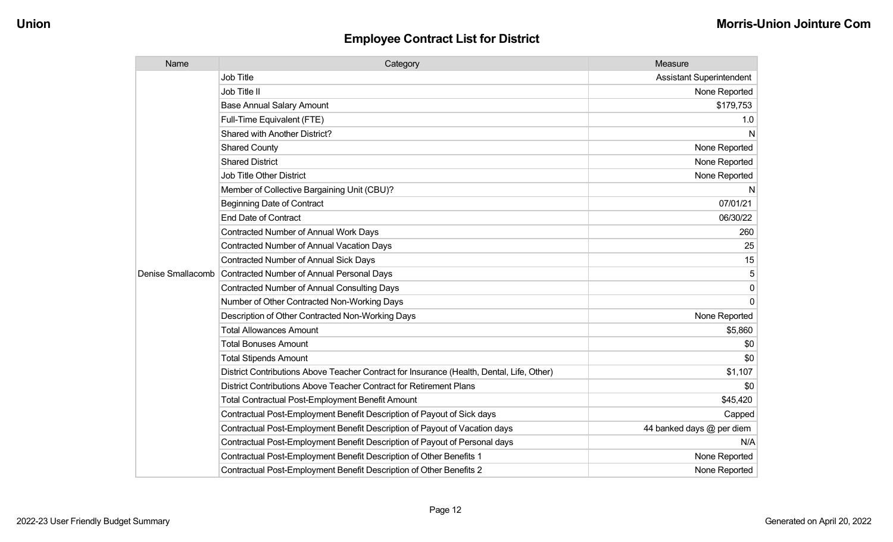## Employee Contract List for District

| Name | Category | Measure |
|---|---|---|
| Denise Smallacomb | Job Title | Assistant Superintendent |
| | Job Title II | None Reported |
| | Base Annual Salary Amount | $179,753 |
| | Full-Time Equivalent (FTE) | 1.0 |
| | Shared with Another District? | N |
| | Shared County | None Reported |
| | Shared District | None Reported |
| | Job Title Other District | None Reported |
| | Member of Collective Bargaining Unit (CBU)? | N |
| | Beginning Date of Contract | 07/01/21 |
| | End Date of Contract | 06/30/22 |
| | Contracted Number of Annual Work Days | 260 |
| | Contracted Number of Annual Vacation Days | 25 |
| | Contracted Number of Annual Sick Days | 15 |
| | Contracted Number of Annual Personal Days | 5 |
| | Contracted Number of Annual Consulting Days | 0 |
| | Number of Other Contracted Non-Working Days | 0 |
| | Description of Other Contracted Non-Working Days | None Reported |
| | Total Allowances Amount | $5,860 |
| | Total Bonuses Amount | $0 |
| | Total Stipends Amount | $0 |
| | District Contributions Above Teacher Contract for Insurance (Health, Dental, Life, Other) | $1,107 |
| | District Contributions Above Teacher Contract for Retirement Plans | $0 |
| | Total Contractual Post-Employment Benefit Amount | $45,420 |
| | Contractual Post-Employment Benefit Description of Payout of Sick days | Capped |
| | Contractual Post-Employment Benefit Description of Payout of Vacation days | 44 banked days @ per diem |
| | Contractual Post-Employment Benefit Description of Payout of Personal days | N/A |
| | Contractual Post-Employment Benefit Description of Other Benefits 1 | None Reported |
| | Contractual Post-Employment Benefit Description of Other Benefits 2 | None Reported |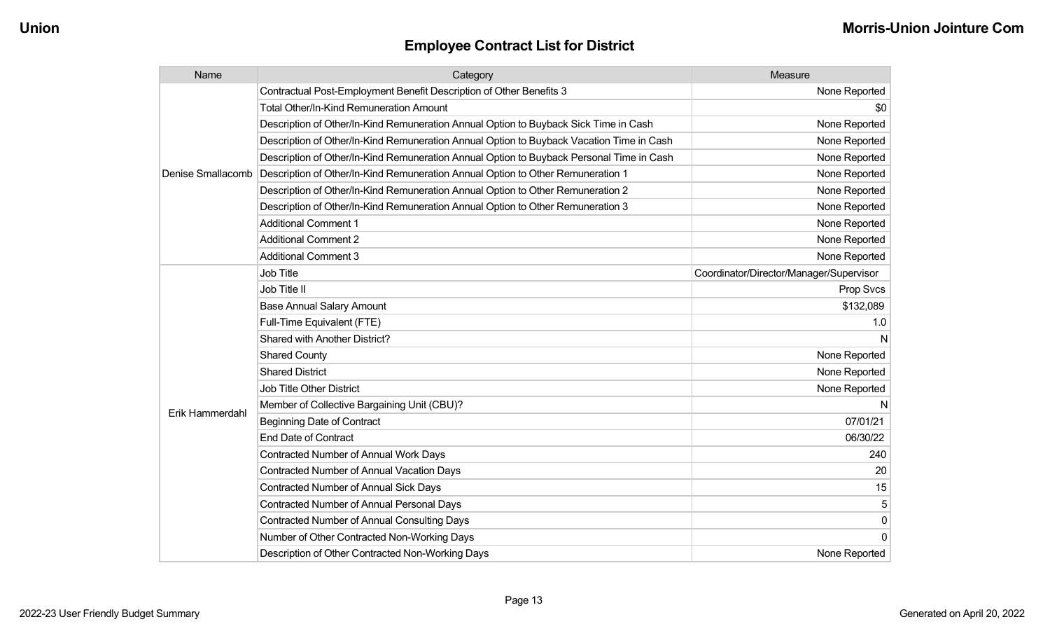## Employee Contract List for District

| Name | Category | Measure |
|---|---|---|
| Denise Smallacomb | Contractual Post-Employment Benefit Description of Other Benefits 3 | None Reported |
| | Total Other/In-Kind Remuneration Amount | $0 |
| | Description of Other/In-Kind Remuneration Annual Option to Buyback Sick Time in Cash | None Reported |
| | Description of Other/In-Kind Remuneration Annual Option to Buyback Vacation Time in Cash | None Reported |
| | Description of Other/In-Kind Remuneration Annual Option to Buyback Personal Time in Cash | None Reported |
| | Description of Other/In-Kind Remuneration Annual Option to Other Remuneration 1 | None Reported |
| | Description of Other/In-Kind Remuneration Annual Option to Other Remuneration 2 | None Reported |
| | Description of Other/In-Kind Remuneration Annual Option to Other Remuneration 3 | None Reported |
| | Additional Comment 1 | None Reported |
| | Additional Comment 2 | None Reported |
| | Additional Comment 3 | None Reported |
| Erik Hammerdahl | Job Title | Coordinator/Director/Manager/Supervisor |
| | Job Title II | Prop Svcs |
| | Base Annual Salary Amount | $132,089 |
| | Full-Time Equivalent (FTE) | 1.0 |
| | Shared with Another District? | N |
| | Shared County | None Reported |
| | Shared District | None Reported |
| | Job Title Other District | None Reported |
| | Member of Collective Bargaining Unit (CBU)? | N |
| | Beginning Date of Contract | 07/01/21 |
| | End Date of Contract | 06/30/22 |
| | Contracted Number of Annual Work Days | 240 |
| | Contracted Number of Annual Vacation Days | 20 |
| | Contracted Number of Annual Sick Days | 15 |
| | Contracted Number of Annual Personal Days | 5 |
| | Contracted Number of Annual Consulting Days | 0 |
| | Number of Other Contracted Non-Working Days | 0 |
| | Description of Other Contracted Non-Working Days | None Reported |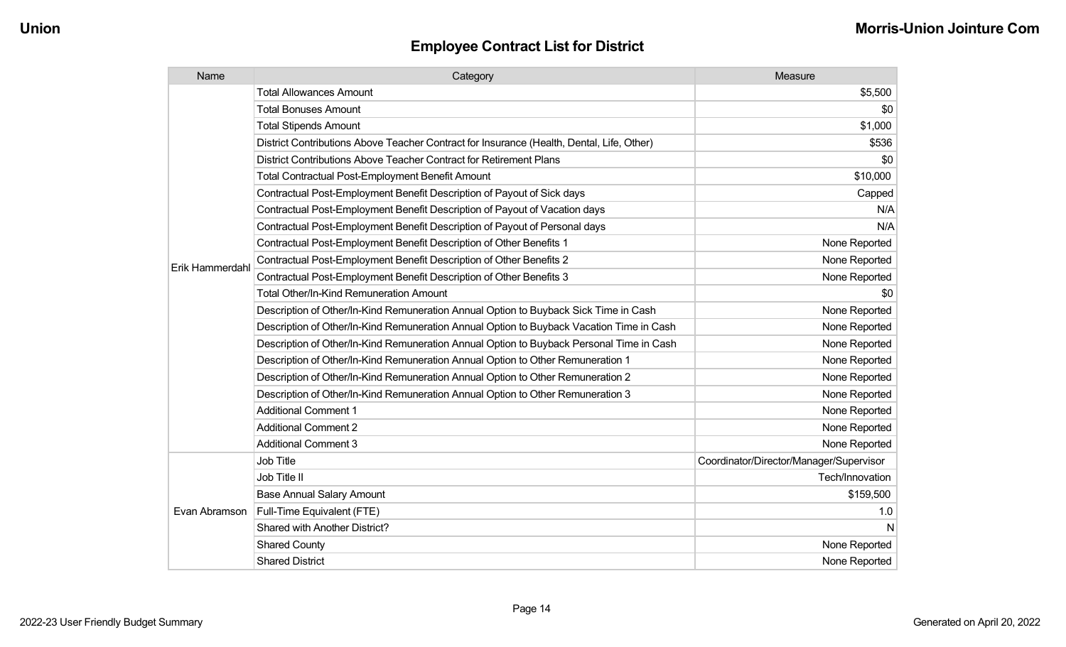## Employee Contract List for District

| Name | Category | Measure |
|---|---|---|
| Erik Hammerdahl | Total Allowances Amount | $5,500 |
| | Total Bonuses Amount | $0 |
| | Total Stipends Amount | $1,000 |
| | District Contributions Above Teacher Contract for Insurance (Health, Dental, Life, Other) | $536 |
| | District Contributions Above Teacher Contract for Retirement Plans | $0 |
| | Total Contractual Post-Employment Benefit Amount | $10,000 |
| | Contractual Post-Employment Benefit Description of Payout of Sick days | Capped |
| | Contractual Post-Employment Benefit Description of Payout of Vacation days | N/A |
| | Contractual Post-Employment Benefit Description of Payout of Personal days | N/A |
| | Contractual Post-Employment Benefit Description of Other Benefits 1 | None Reported |
| | Contractual Post-Employment Benefit Description of Other Benefits 2 | None Reported |
| | Contractual Post-Employment Benefit Description of Other Benefits 3 | None Reported |
| | Total Other/In-Kind Remuneration Amount | $0 |
| | Description of Other/In-Kind Remuneration Annual Option to Buyback Sick Time in Cash | None Reported |
| | Description of Other/In-Kind Remuneration Annual Option to Buyback Vacation Time in Cash | None Reported |
| | Description of Other/In-Kind Remuneration Annual Option to Buyback Personal Time in Cash | None Reported |
| | Description of Other/In-Kind Remuneration Annual Option to Other Remuneration 1 | None Reported |
| | Description of Other/In-Kind Remuneration Annual Option to Other Remuneration 2 | None Reported |
| | Description of Other/In-Kind Remuneration Annual Option to Other Remuneration 3 | None Reported |
| | Additional Comment 1 | None Reported |
| | Additional Comment 2 | None Reported |
| | Additional Comment 3 | None Reported |
| Evan Abramson | Job Title | Coordinator/Director/Manager/Supervisor |
| | Job Title II | Tech/Innovation |
| | Base Annual Salary Amount | $159,500 |
| | Full-Time Equivalent (FTE) | 1.0 |
| | Shared with Another District? | N |
| | Shared County | None Reported |
| | Shared District | None Reported |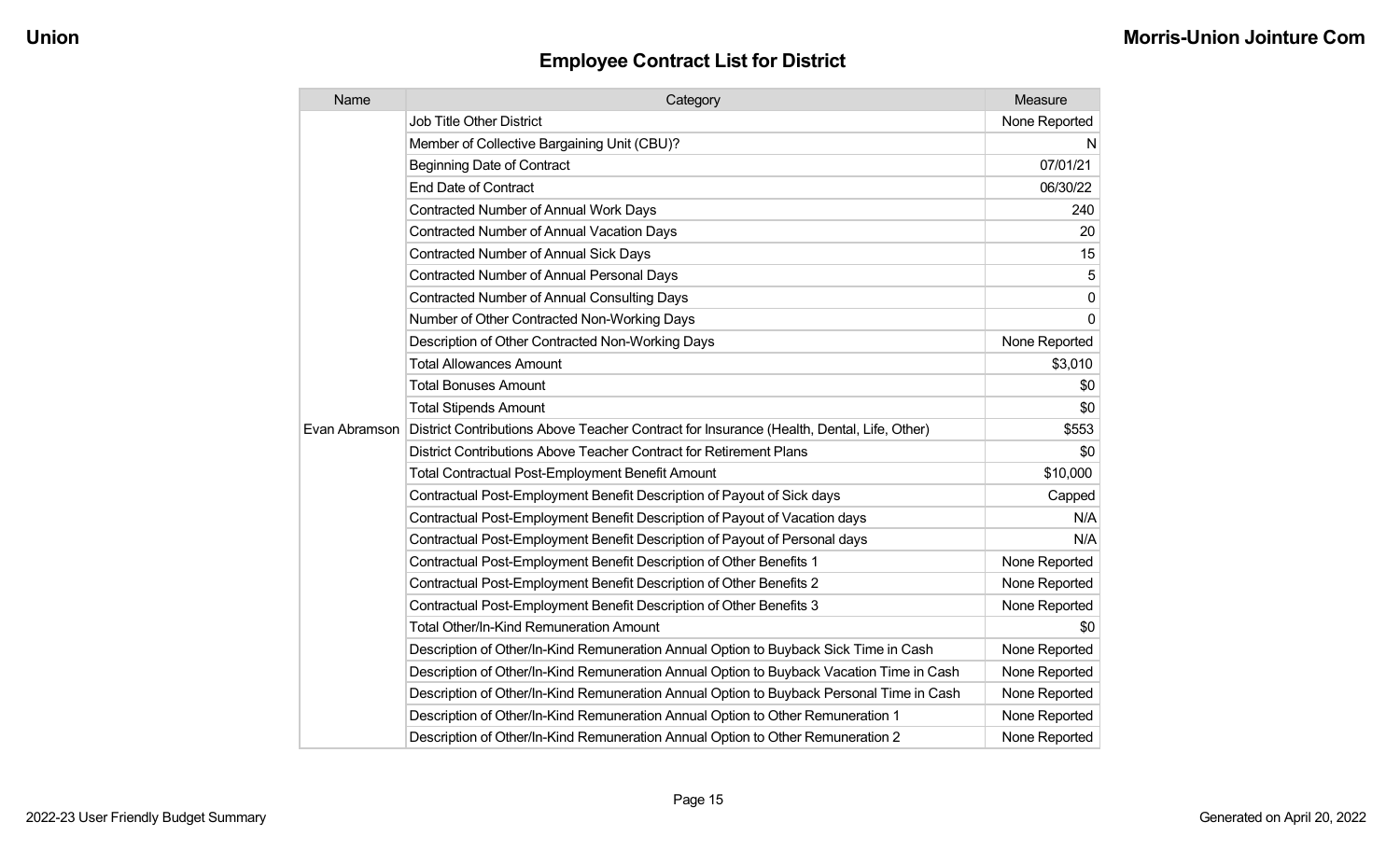## Employee Contract List for District

| Name | Category | Measure |
|---|---|---|
| Evan Abramson | Job Title Other District | None Reported |
| | Member of Collective Bargaining Unit (CBU)? | N |
| | Beginning Date of Contract | 07/01/21 |
| | End Date of Contract | 06/30/22 |
| | Contracted Number of Annual Work Days | 240 |
| | Contracted Number of Annual Vacation Days | 20 |
| | Contracted Number of Annual Sick Days | 15 |
| | Contracted Number of Annual Personal Days | 5 |
| | Contracted Number of Annual Consulting Days | 0 |
| | Number of Other Contracted Non-Working Days | 0 |
| | Description of Other Contracted Non-Working Days | None Reported |
| | Total Allowances Amount | $3,010 |
| | Total Bonuses Amount | $0 |
| | Total Stipends Amount | $0 |
| | District Contributions Above Teacher Contract for Insurance (Health, Dental, Life, Other) | $553 |
| | District Contributions Above Teacher Contract for Retirement Plans | $0 |
| | Total Contractual Post-Employment Benefit Amount | $10,000 |
| | Contractual Post-Employment Benefit Description of Payout of Sick days | Capped |
| | Contractual Post-Employment Benefit Description of Payout of Vacation days | N/A |
| | Contractual Post-Employment Benefit Description of Payout of Personal days | N/A |
| | Contractual Post-Employment Benefit Description of Other Benefits 1 | None Reported |
| | Contractual Post-Employment Benefit Description of Other Benefits 2 | None Reported |
| | Contractual Post-Employment Benefit Description of Other Benefits 3 | None Reported |
| | Total Other/In-Kind Remuneration Amount | $0 |
| | Description of Other/In-Kind Remuneration Annual Option to Buyback Sick Time in Cash | None Reported |
| | Description of Other/In-Kind Remuneration Annual Option to Buyback Vacation Time in Cash | None Reported |
| | Description of Other/In-Kind Remuneration Annual Option to Buyback Personal Time in Cash | None Reported |
| | Description of Other/In-Kind Remuneration Annual Option to Other Remuneration 1 | None Reported |
| | Description of Other/In-Kind Remuneration Annual Option to Other Remuneration 2 | None Reported |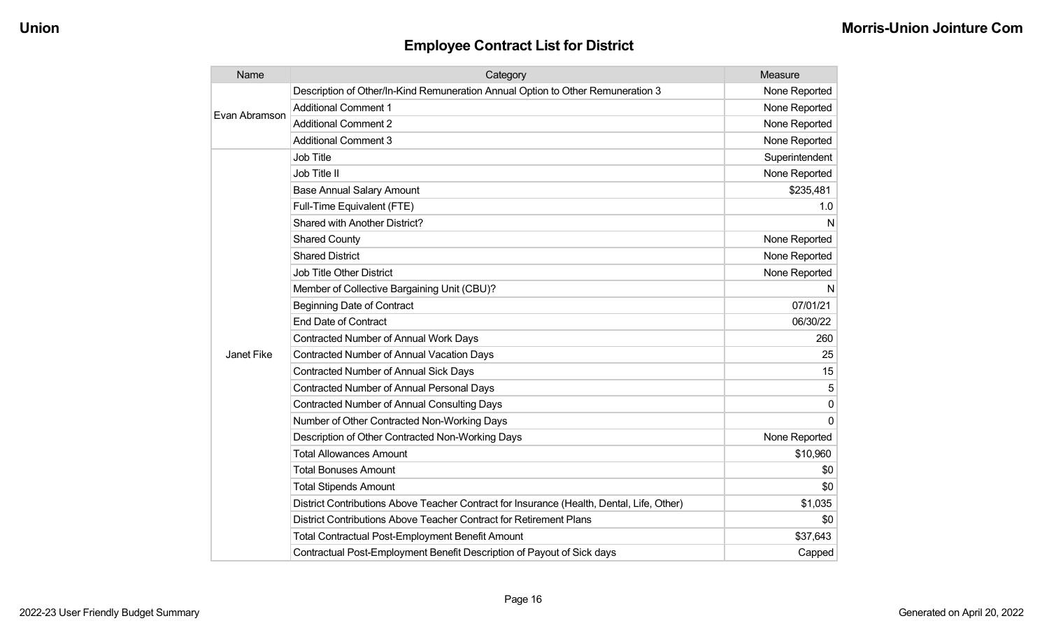## Employee Contract List for District

| Name | Category | Measure |
|---|---|---|
| Evan Abramson | Description of Other/In-Kind Remuneration Annual Option to Other Remuneration 3 | None Reported |
| | Additional Comment 1 | None Reported |
| | Additional Comment 2 | None Reported |
| | Additional Comment 3 | None Reported |
| Janet Fike | Job Title | Superintendent |
| | Job Title II | None Reported |
| | Base Annual Salary Amount | $235,481 |
| | Full-Time Equivalent (FTE) | 1.0 |
| | Shared with Another District? | N |
| | Shared County | None Reported |
| | Shared District | None Reported |
| | Job Title Other District | None Reported |
| | Member of Collective Bargaining Unit (CBU)? | N |
| | Beginning Date of Contract | 07/01/21 |
| | End Date of Contract | 06/30/22 |
| | Contracted Number of Annual Work Days | 260 |
| | Contracted Number of Annual Vacation Days | 25 |
| | Contracted Number of Annual Sick Days | 15 |
| | Contracted Number of Annual Personal Days | 5 |
| | Contracted Number of Annual Consulting Days | 0 |
| | Number of Other Contracted Non-Working Days | 0 |
| | Description of Other Contracted Non-Working Days | None Reported |
| | Total Allowances Amount | $10,960 |
| | Total Bonuses Amount | $0 |
| | Total Stipends Amount | $0 |
| | District Contributions Above Teacher Contract for Insurance (Health, Dental, Life, Other) | $1,035 |
| | District Contributions Above Teacher Contract for Retirement Plans | $0 |
| | Total Contractual Post-Employment Benefit Amount | $37,643 |
| | Contractual Post-Employment Benefit Description of Payout of Sick days | Capped |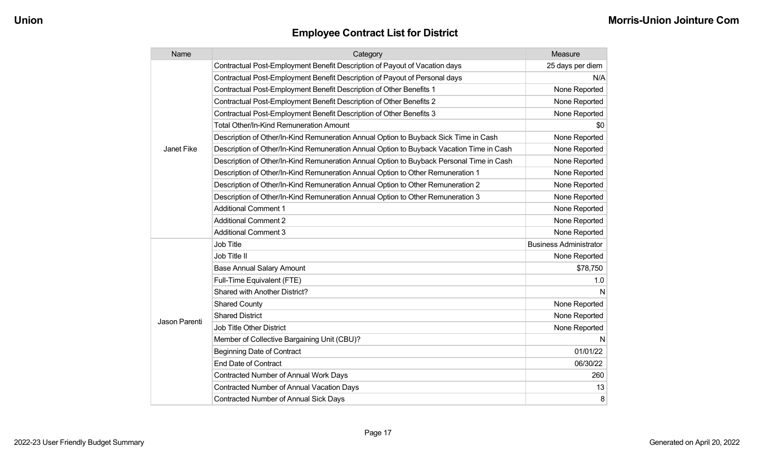## Employee Contract List for District

| Name | Category | Measure |
|---|---|---|
| Janet Fike | Contractual Post-Employment Benefit Description of Payout of Vacation days | 25 days per diem |
| | Contractual Post-Employment Benefit Description of Payout of Personal days | N/A |
| | Contractual Post-Employment Benefit Description of Other Benefits 1 | None Reported |
| | Contractual Post-Employment Benefit Description of Other Benefits 2 | None Reported |
| | Contractual Post-Employment Benefit Description of Other Benefits 3 | None Reported |
| | Total Other/In-Kind Remuneration Amount | $0 |
| | Description of Other/In-Kind Remuneration Annual Option to Buyback Sick Time in Cash | None Reported |
| | Description of Other/In-Kind Remuneration Annual Option to Buyback Vacation Time in Cash | None Reported |
| | Description of Other/In-Kind Remuneration Annual Option to Buyback Personal Time in Cash | None Reported |
| | Description of Other/In-Kind Remuneration Annual Option to Other Remuneration 1 | None Reported |
| | Description of Other/In-Kind Remuneration Annual Option to Other Remuneration 2 | None Reported |
| | Description of Other/In-Kind Remuneration Annual Option to Other Remuneration 3 | None Reported |
| | Additional Comment 1 | None Reported |
| | Additional Comment 2 | None Reported |
| | Additional Comment 3 | None Reported |
| Jason Parenti | Job Title | Business Administrator |
| | Job Title II | None Reported |
| | Base Annual Salary Amount | $78,750 |
| | Full-Time Equivalent (FTE) | 1.0 |
| | Shared with Another District? | N |
| | Shared County | None Reported |
| | Shared District | None Reported |
| | Job Title Other District | None Reported |
| | Member of Collective Bargaining Unit (CBU)? | N |
| | Beginning Date of Contract | 01/01/22 |
| | End Date of Contract | 06/30/22 |
| | Contracted Number of Annual Work Days | 260 |
| | Contracted Number of Annual Vacation Days | 13 |
| | Contracted Number of Annual Sick Days | 8 |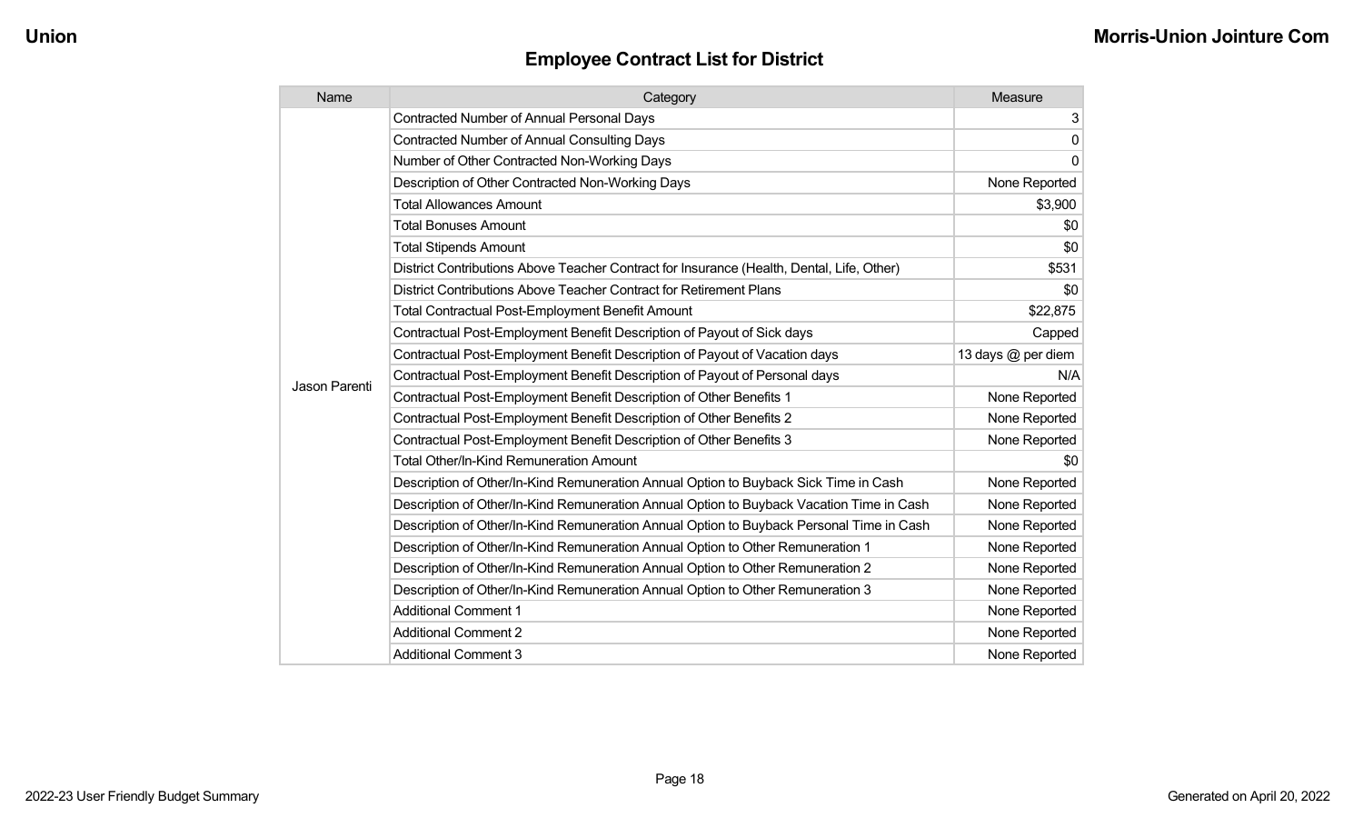## Employee Contract List for District

| Name | Category | Measure |
|---|---|---|
| Jason Parenti | Contracted Number of Annual Personal Days | 3 |
| | Contracted Number of Annual Consulting Days | 0 |
| | Number of Other Contracted Non-Working Days | 0 |
| | Description of Other Contracted Non-Working Days | None Reported |
| | Total Allowances Amount | $3,900 |
| | Total Bonuses Amount | $0 |
| | Total Stipends Amount | $0 |
| | District Contributions Above Teacher Contract for Insurance (Health, Dental, Life, Other) | $531 |
| | District Contributions Above Teacher Contract for Retirement Plans | $0 |
| | Total Contractual Post-Employment Benefit Amount | $22,875 |
| | Contractual Post-Employment Benefit Description of Payout of Sick days | Capped |
| | Contractual Post-Employment Benefit Description of Payout of Vacation days | 13 days @ per diem |
| | Contractual Post-Employment Benefit Description of Payout of Personal days | N/A |
| | Contractual Post-Employment Benefit Description of Other Benefits 1 | None Reported |
| | Contractual Post-Employment Benefit Description of Other Benefits 2 | None Reported |
| | Contractual Post-Employment Benefit Description of Other Benefits 3 | None Reported |
| | Total Other/In-Kind Remuneration Amount | $0 |
| | Description of Other/In-Kind Remuneration Annual Option to Buyback Sick Time in Cash | None Reported |
| | Description of Other/In-Kind Remuneration Annual Option to Buyback Vacation Time in Cash | None Reported |
| | Description of Other/In-Kind Remuneration Annual Option to Buyback Personal Time in Cash | None Reported |
| | Description of Other/In-Kind Remuneration Annual Option to Other Remuneration 1 | None Reported |
| | Description of Other/In-Kind Remuneration Annual Option to Other Remuneration 2 | None Reported |
| | Description of Other/In-Kind Remuneration Annual Option to Other Remuneration 3 | None Reported |
| | Additional Comment 1 | None Reported |
| | Additional Comment 2 | None Reported |
| | Additional Comment 3 | None Reported |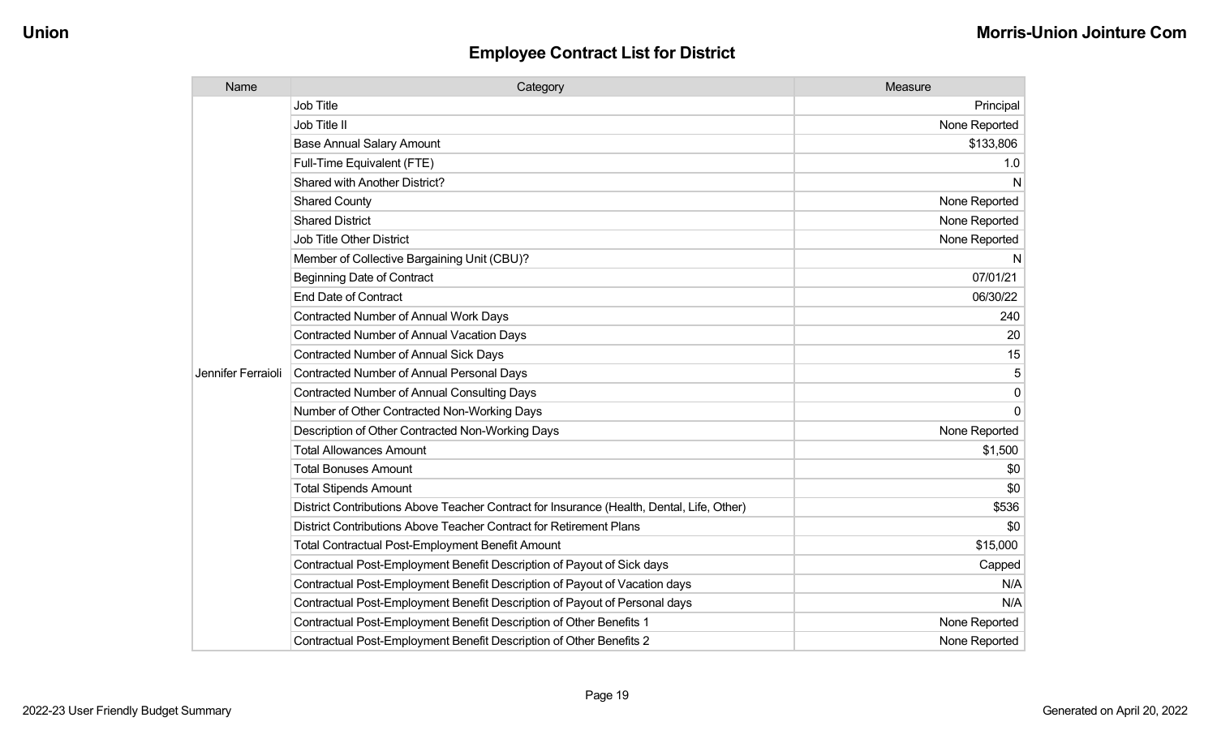## Employee Contract List for District

| Name | Category | Measure |
|---|---|---|
| Jennifer Ferraioli | Job Title | Principal |
| | Job Title II | None Reported |
| | Base Annual Salary Amount | $133,806 |
| | Full-Time Equivalent (FTE) | 1.0 |
| | Shared with Another District? | N |
| | Shared County | None Reported |
| | Shared District | None Reported |
| | Job Title Other District | None Reported |
| | Member of Collective Bargaining Unit (CBU)? | N |
| | Beginning Date of Contract | 07/01/21 |
| | End Date of Contract | 06/30/22 |
| | Contracted Number of Annual Work Days | 240 |
| | Contracted Number of Annual Vacation Days | 20 |
| | Contracted Number of Annual Sick Days | 15 |
| | Contracted Number of Annual Personal Days | 5 |
| | Contracted Number of Annual Consulting Days | 0 |
| | Number of Other Contracted Non-Working Days | 0 |
| | Description of Other Contracted Non-Working Days | None Reported |
| | Total Allowances Amount | $1,500 |
| | Total Bonuses Amount | $0 |
| | Total Stipends Amount | $0 |
| | District Contributions Above Teacher Contract for Insurance (Health, Dental, Life, Other) | $536 |
| | District Contributions Above Teacher Contract for Retirement Plans | $0 |
| | Total Contractual Post-Employment Benefit Amount | $15,000 |
| | Contractual Post-Employment Benefit Description of Payout of Sick days | Capped |
| | Contractual Post-Employment Benefit Description of Payout of Vacation days | N/A |
| | Contractual Post-Employment Benefit Description of Payout of Personal days | N/A |
| | Contractual Post-Employment Benefit Description of Other Benefits 1 | None Reported |
| | Contractual Post-Employment Benefit Description of Other Benefits 2 | None Reported |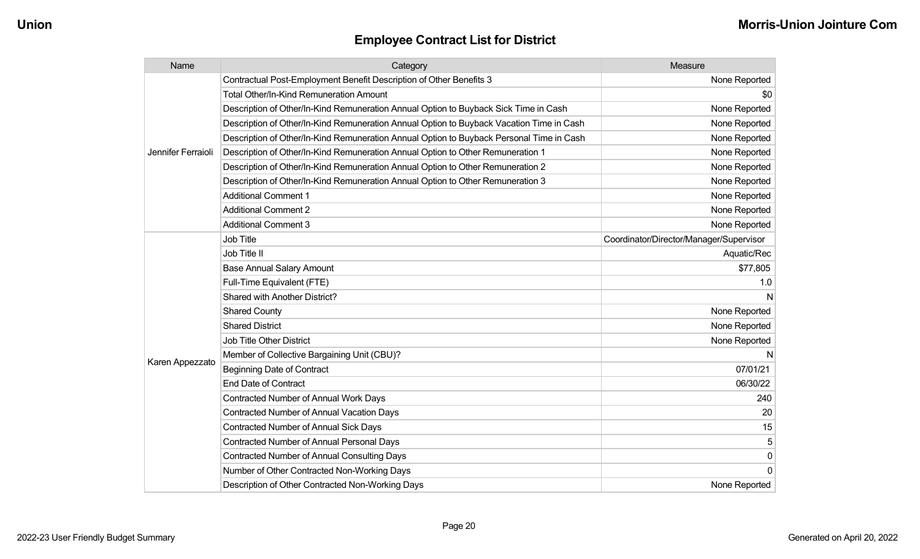## Employee Contract List for District

| Name | Category | Measure |
|---|---|---|
| Jennifer Ferraioli | Contractual Post-Employment Benefit Description of Other Benefits 3 | None Reported |
| | Total Other/In-Kind Remuneration Amount | $0 |
| | Description of Other/In-Kind Remuneration Annual Option to Buyback Sick Time in Cash | None Reported |
| | Description of Other/In-Kind Remuneration Annual Option to Buyback Vacation Time in Cash | None Reported |
| | Description of Other/In-Kind Remuneration Annual Option to Buyback Personal Time in Cash | None Reported |
| | Description of Other/In-Kind Remuneration Annual Option to Other Remuneration 1 | None Reported |
| | Description of Other/In-Kind Remuneration Annual Option to Other Remuneration 2 | None Reported |
| | Description of Other/In-Kind Remuneration Annual Option to Other Remuneration 3 | None Reported |
| | Additional Comment 1 | None Reported |
| | Additional Comment 2 | None Reported |
| | Additional Comment 3 | None Reported |
| Karen Appezzato | Job Title | Coordinator/Director/Manager/Supervisor |
| | Job Title II | Aquatic/Rec |
| | Base Annual Salary Amount | $77,805 |
| | Full-Time Equivalent (FTE) | 1.0 |
| | Shared with Another District? | N |
| | Shared County | None Reported |
| | Shared District | None Reported |
| | Job Title Other District | None Reported |
| | Member of Collective Bargaining Unit (CBU)? | N |
| | Beginning Date of Contract | 07/01/21 |
| | End Date of Contract | 06/30/22 |
| | Contracted Number of Annual Work Days | 240 |
| | Contracted Number of Annual Vacation Days | 20 |
| | Contracted Number of Annual Sick Days | 15 |
| | Contracted Number of Annual Personal Days | 5 |
| | Contracted Number of Annual Consulting Days | 0 |
| | Number of Other Contracted Non-Working Days | 0 |
| | Description of Other Contracted Non-Working Days | None Reported |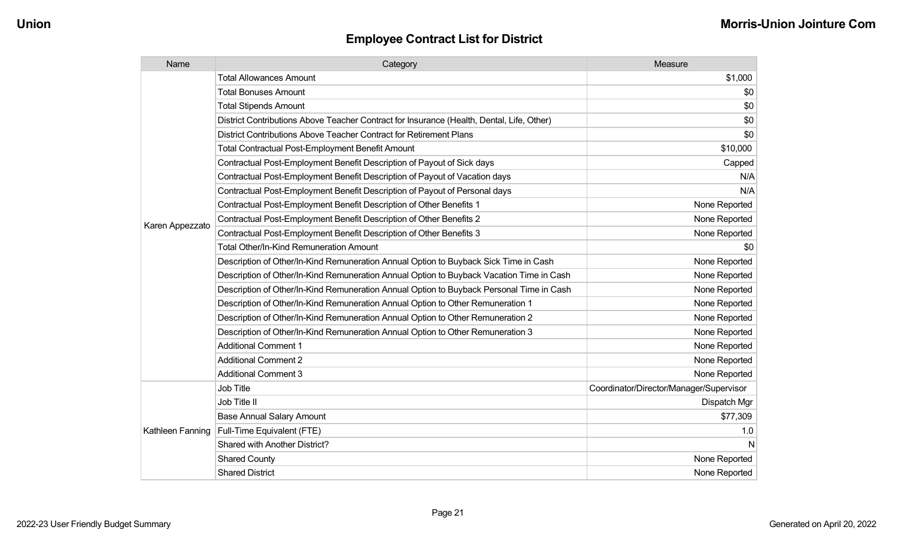## Employee Contract List for District

| Name | Category | Measure |
|---|---|---|
| Karen Appezzato | Total Allowances Amount | $1,000 |
| | Total Bonuses Amount | $0 |
| | Total Stipends Amount | $0 |
| | District Contributions Above Teacher Contract for Insurance (Health, Dental, Life, Other) | $0 |
| | District Contributions Above Teacher Contract for Retirement Plans | $0 |
| | Total Contractual Post-Employment Benefit Amount | $10,000 |
| | Contractual Post-Employment Benefit Description of Payout of Sick days | Capped |
| | Contractual Post-Employment Benefit Description of Payout of Vacation days | N/A |
| | Contractual Post-Employment Benefit Description of Payout of Personal days | N/A |
| | Contractual Post-Employment Benefit Description of Other Benefits 1 | None Reported |
| | Contractual Post-Employment Benefit Description of Other Benefits 2 | None Reported |
| | Contractual Post-Employment Benefit Description of Other Benefits 3 | None Reported |
| | Total Other/In-Kind Remuneration Amount | $0 |
| | Description of Other/In-Kind Remuneration Annual Option to Buyback Sick Time in Cash | None Reported |
| | Description of Other/In-Kind Remuneration Annual Option to Buyback Vacation Time in Cash | None Reported |
| | Description of Other/In-Kind Remuneration Annual Option to Buyback Personal Time in Cash | None Reported |
| | Description of Other/In-Kind Remuneration Annual Option to Other Remuneration 1 | None Reported |
| | Description of Other/In-Kind Remuneration Annual Option to Other Remuneration 2 | None Reported |
| | Description of Other/In-Kind Remuneration Annual Option to Other Remuneration 3 | None Reported |
| | Additional Comment 1 | None Reported |
| | Additional Comment 2 | None Reported |
| | Additional Comment 3 | None Reported |
| Kathleen Fanning | Job Title | Coordinator/Director/Manager/Supervisor |
| | Job Title II | Dispatch Mgr |
| | Base Annual Salary Amount | $77,309 |
| | Full-Time Equivalent (FTE) | 1.0 |
| | Shared with Another District? | N |
| | Shared County | None Reported |
| | Shared District | None Reported |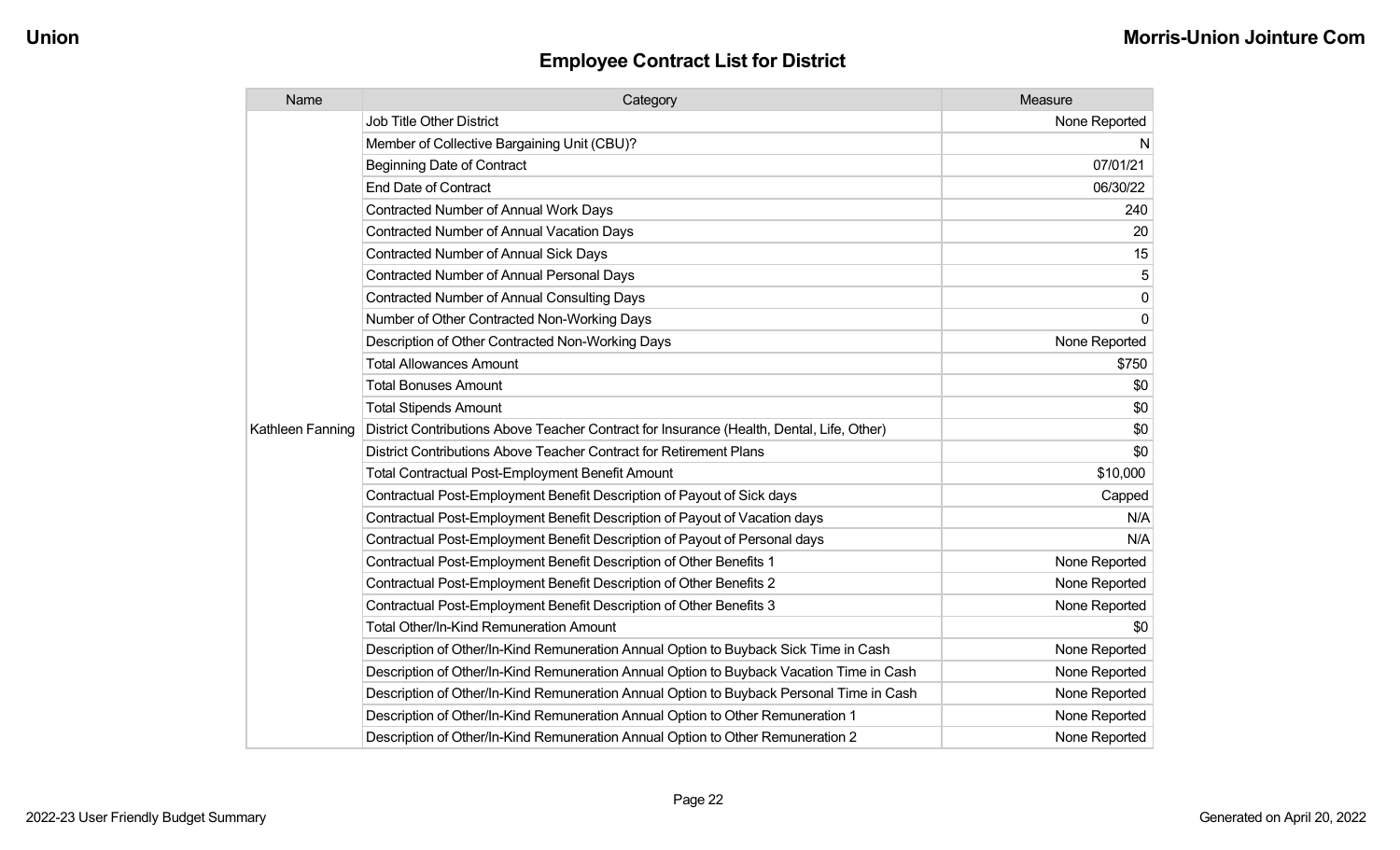## Employee Contract List for District

| Name | Category | Measure |
|---|---|---|
| Kathleen Fanning | Job Title Other District | None Reported |
| | Member of Collective Bargaining Unit (CBU)? | N |
| | Beginning Date of Contract | 07/01/21 |
| | End Date of Contract | 06/30/22 |
| | Contracted Number of Annual Work Days | 240 |
| | Contracted Number of Annual Vacation Days | 20 |
| | Contracted Number of Annual Sick Days | 15 |
| | Contracted Number of Annual Personal Days | 5 |
| | Contracted Number of Annual Consulting Days | 0 |
| | Number of Other Contracted Non-Working Days | 0 |
| | Description of Other Contracted Non-Working Days | None Reported |
| | Total Allowances Amount | $750 |
| | Total Bonuses Amount | $0 |
| | Total Stipends Amount | $0 |
| | District Contributions Above Teacher Contract for Insurance (Health, Dental, Life, Other) | $0 |
| | District Contributions Above Teacher Contract for Retirement Plans | $0 |
| | Total Contractual Post-Employment Benefit Amount | $10,000 |
| | Contractual Post-Employment Benefit Description of Payout of Sick days | Capped |
| | Contractual Post-Employment Benefit Description of Payout of Vacation days | N/A |
| | Contractual Post-Employment Benefit Description of Payout of Personal days | N/A |
| | Contractual Post-Employment Benefit Description of Other Benefits 1 | None Reported |
| | Contractual Post-Employment Benefit Description of Other Benefits 2 | None Reported |
| | Contractual Post-Employment Benefit Description of Other Benefits 3 | None Reported |
| | Total Other/In-Kind Remuneration Amount | $0 |
| | Description of Other/In-Kind Remuneration Annual Option to Buyback Sick Time in Cash | None Reported |
| | Description of Other/In-Kind Remuneration Annual Option to Buyback Vacation Time in Cash | None Reported |
| | Description of Other/In-Kind Remuneration Annual Option to Buyback Personal Time in Cash | None Reported |
| | Description of Other/In-Kind Remuneration Annual Option to Other Remuneration 1 | None Reported |
| | Description of Other/In-Kind Remuneration Annual Option to Other Remuneration 2 | None Reported |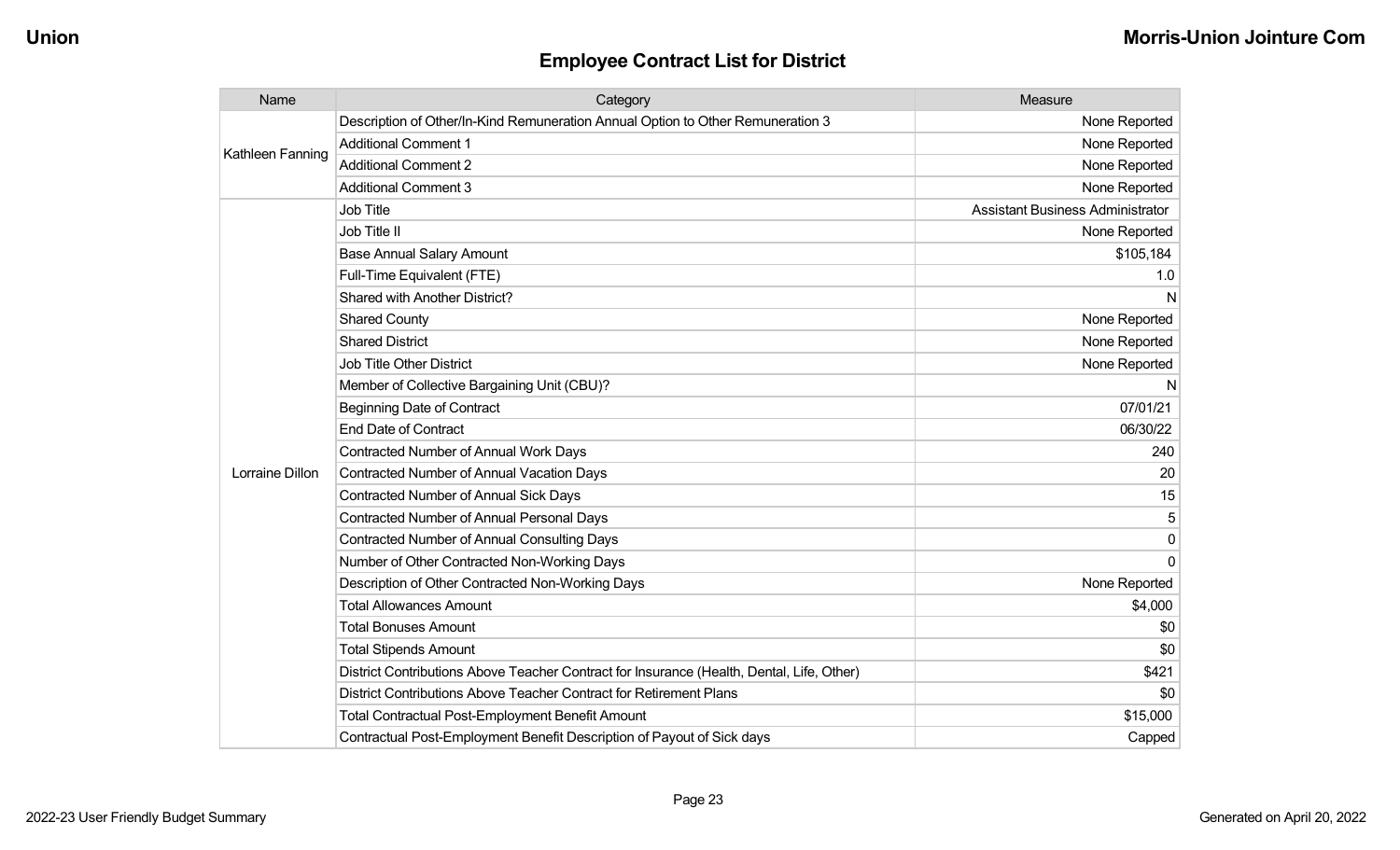## Employee Contract List for District

| Name | Category | Measure |
|---|---|---|
| Kathleen Fanning | Description of Other/In-Kind Remuneration Annual Option to Other Remuneration 3 | None Reported |
| | Additional Comment 1 | None Reported |
| | Additional Comment 2 | None Reported |
| | Additional Comment 3 | None Reported |
| Lorraine Dillon | Job Title | Assistant Business Administrator |
| | Job Title II | None Reported |
| | Base Annual Salary Amount | $105,184 |
| | Full-Time Equivalent (FTE) | 1.0 |
| | Shared with Another District? | N |
| | Shared County | None Reported |
| | Shared District | None Reported |
| | Job Title Other District | None Reported |
| | Member of Collective Bargaining Unit (CBU)? | N |
| | Beginning Date of Contract | 07/01/21 |
| | End Date of Contract | 06/30/22 |
| | Contracted Number of Annual Work Days | 240 |
| | Contracted Number of Annual Vacation Days | 20 |
| | Contracted Number of Annual Sick Days | 15 |
| | Contracted Number of Annual Personal Days | 5 |
| | Contracted Number of Annual Consulting Days | 0 |
| | Number of Other Contracted Non-Working Days | 0 |
| | Description of Other Contracted Non-Working Days | None Reported |
| | Total Allowances Amount | $4,000 |
| | Total Bonuses Amount | $0 |
| | Total Stipends Amount | $0 |
| | District Contributions Above Teacher Contract for Insurance (Health, Dental, Life, Other) | $421 |
| | District Contributions Above Teacher Contract for Retirement Plans | $0 |
| | Total Contractual Post-Employment Benefit Amount | $15,000 |
| | Contractual Post-Employment Benefit Description of Payout of Sick days | Capped |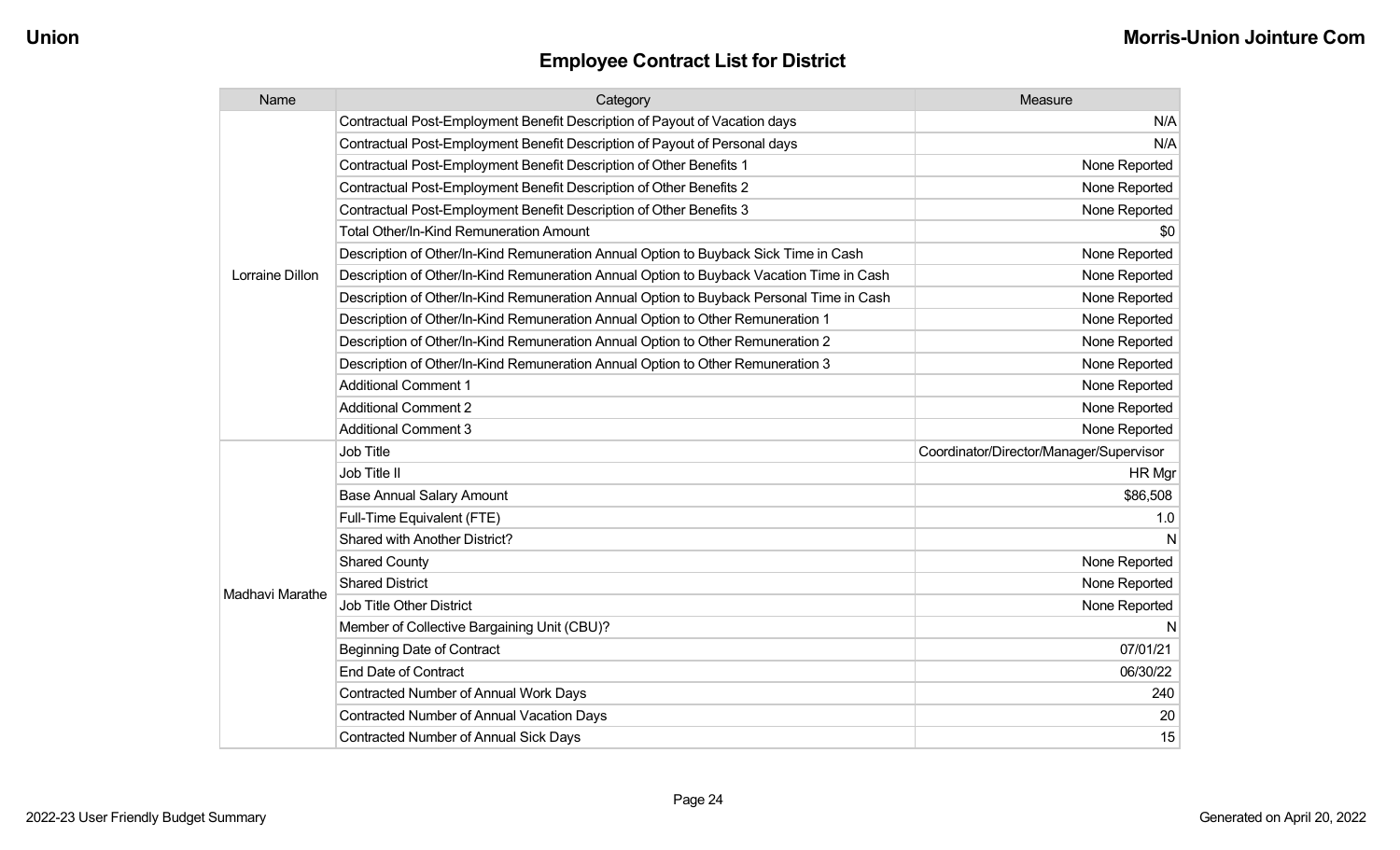## Employee Contract List for District

| Name | Category | Measure |
|---|---|---|
| Lorraine Dillon | Contractual Post-Employment Benefit Description of Payout of Vacation days | N/A |
| | Contractual Post-Employment Benefit Description of Payout of Personal days | N/A |
| | Contractual Post-Employment Benefit Description of Other Benefits 1 | None Reported |
| | Contractual Post-Employment Benefit Description of Other Benefits 2 | None Reported |
| | Contractual Post-Employment Benefit Description of Other Benefits 3 | None Reported |
| | Total Other/In-Kind Remuneration Amount | $0 |
| | Description of Other/In-Kind Remuneration Annual Option to Buyback Sick Time in Cash | None Reported |
| | Description of Other/In-Kind Remuneration Annual Option to Buyback Vacation Time in Cash | None Reported |
| | Description of Other/In-Kind Remuneration Annual Option to Buyback Personal Time in Cash | None Reported |
| | Description of Other/In-Kind Remuneration Annual Option to Other Remuneration 1 | None Reported |
| | Description of Other/In-Kind Remuneration Annual Option to Other Remuneration 2 | None Reported |
| | Description of Other/In-Kind Remuneration Annual Option to Other Remuneration 3 | None Reported |
| | Additional Comment 1 | None Reported |
| | Additional Comment 2 | None Reported |
| | Additional Comment 3 | None Reported |
| Madhavi Marathe | Job Title | Coordinator/Director/Manager/Supervisor |
| | Job Title II | HR Mgr |
| | Base Annual Salary Amount | $86,508 |
| | Full-Time Equivalent (FTE) | 1.0 |
| | Shared with Another District? | N |
| | Shared County | None Reported |
| | Shared District | None Reported |
| | Job Title Other District | None Reported |
| | Member of Collective Bargaining Unit (CBU)? | N |
| | Beginning Date of Contract | 07/01/21 |
| | End Date of Contract | 06/30/22 |
| | Contracted Number of Annual Work Days | 240 |
| | Contracted Number of Annual Vacation Days | 20 |
| | Contracted Number of Annual Sick Days | 15 |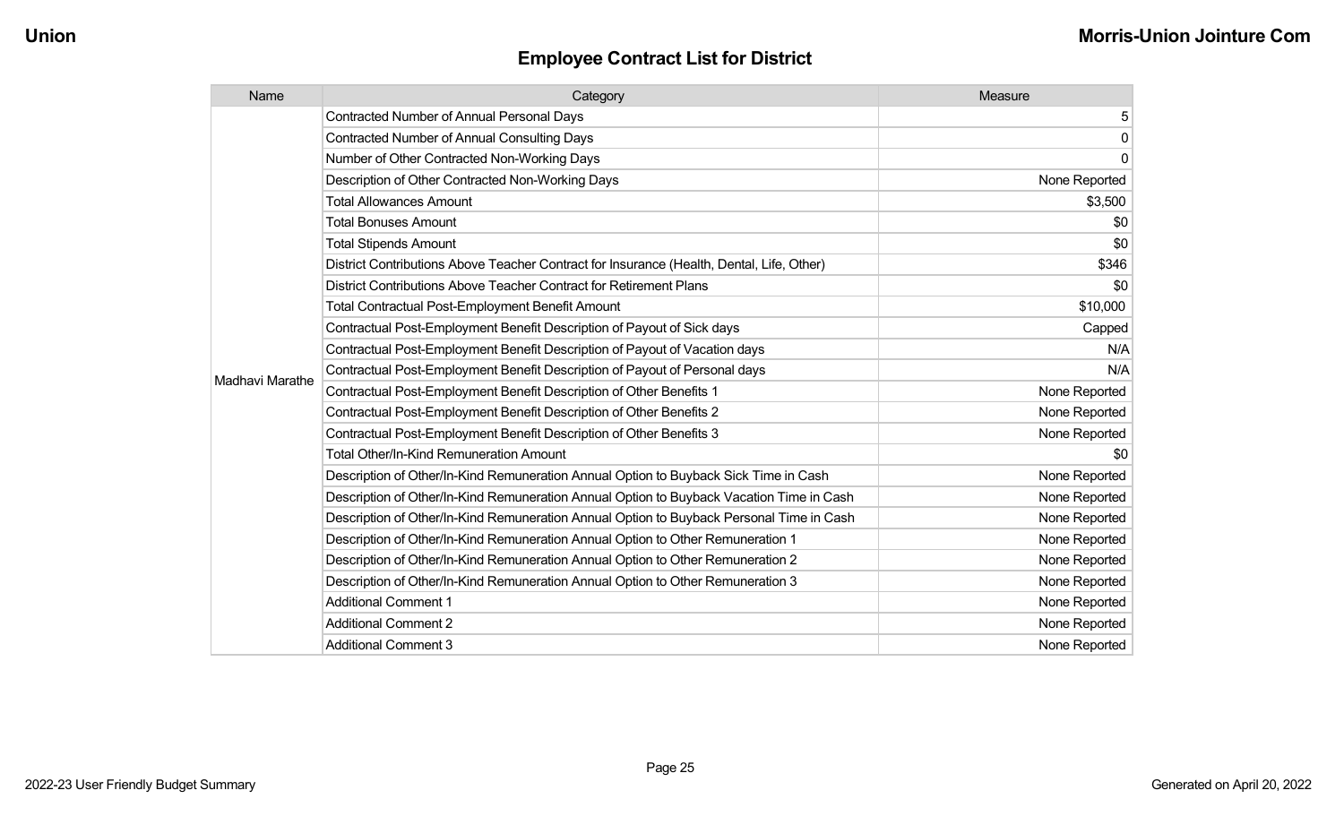## Employee Contract List for District

| Name | Category | Measure |
|---|---|---|
| Madhavi Marathe | Contracted Number of Annual Personal Days | 5 |
| | Contracted Number of Annual Consulting Days | 0 |
| | Number of Other Contracted Non-Working Days | 0 |
| | Description of Other Contracted Non-Working Days | None Reported |
| | Total Allowances Amount | $3,500 |
| | Total Bonuses Amount | $0 |
| | Total Stipends Amount | $0 |
| | District Contributions Above Teacher Contract for Insurance (Health, Dental, Life, Other) | $346 |
| | District Contributions Above Teacher Contract for Retirement Plans | $0 |
| | Total Contractual Post-Employment Benefit Amount | $10,000 |
| | Contractual Post-Employment Benefit Description of Payout of Sick days | Capped |
| | Contractual Post-Employment Benefit Description of Payout of Vacation days | N/A |
| | Contractual Post-Employment Benefit Description of Payout of Personal days | N/A |
| | Contractual Post-Employment Benefit Description of Other Benefits 1 | None Reported |
| | Contractual Post-Employment Benefit Description of Other Benefits 2 | None Reported |
| | Contractual Post-Employment Benefit Description of Other Benefits 3 | None Reported |
| | Total Other/In-Kind Remuneration Amount | $0 |
| | Description of Other/In-Kind Remuneration Annual Option to Buyback Sick Time in Cash | None Reported |
| | Description of Other/In-Kind Remuneration Annual Option to Buyback Vacation Time in Cash | None Reported |
| | Description of Other/In-Kind Remuneration Annual Option to Buyback Personal Time in Cash | None Reported |
| | Description of Other/In-Kind Remuneration Annual Option to Other Remuneration 1 | None Reported |
| | Description of Other/In-Kind Remuneration Annual Option to Other Remuneration 2 | None Reported |
| | Description of Other/In-Kind Remuneration Annual Option to Other Remuneration 3 | None Reported |
| | Additional Comment 1 | None Reported |
| | Additional Comment 2 | None Reported |
| | Additional Comment 3 | None Reported |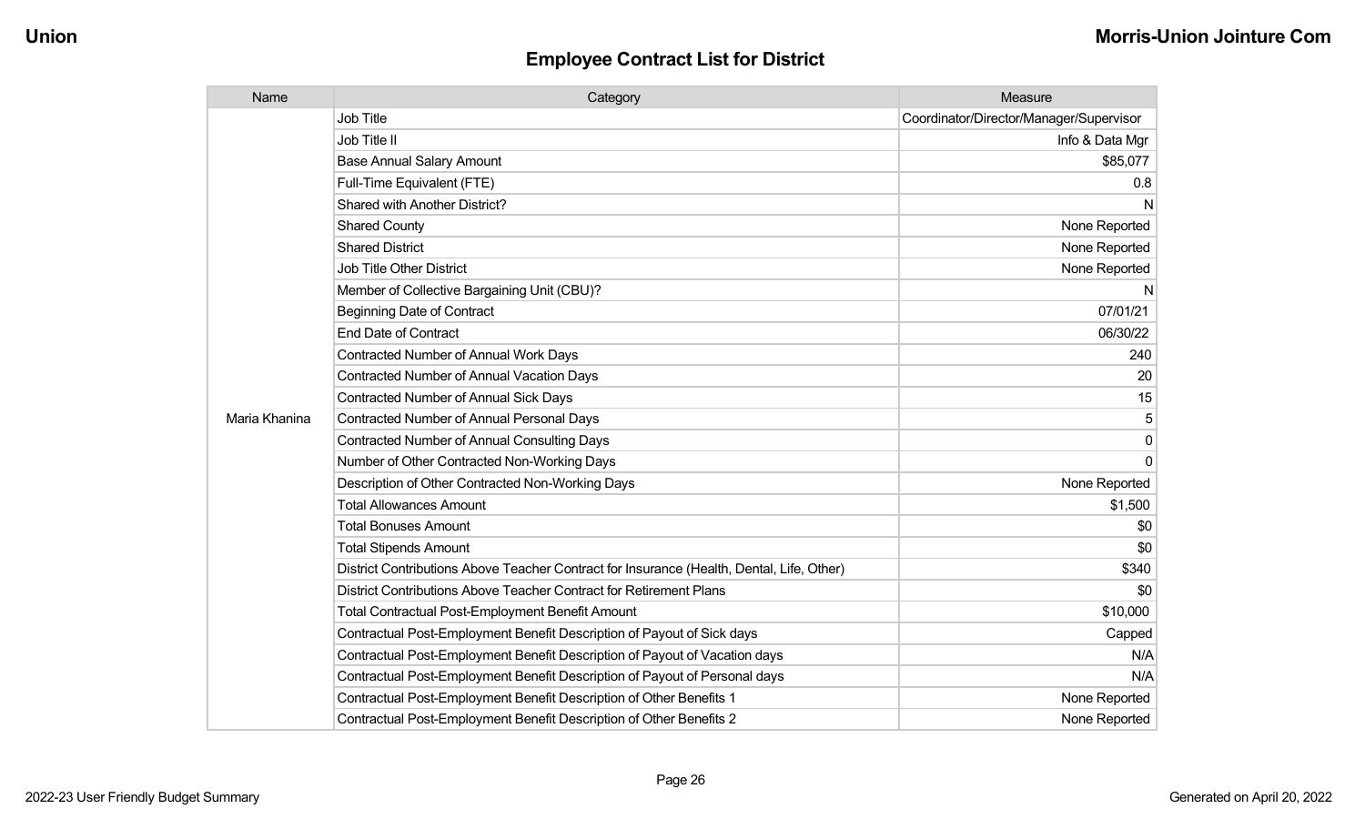## Employee Contract List for District

| Name | Category | Measure |
|---|---|---|
| Maria Khanina | Job Title | Coordinator/Director/Manager/Supervisor |
| | Job Title II | Info & Data Mgr |
| | Base Annual Salary Amount | $85,077 |
| | Full-Time Equivalent (FTE) | 0.8 |
| | Shared with Another District? | N |
| | Shared County | None Reported |
| | Shared District | None Reported |
| | Job Title Other District | None Reported |
| | Member of Collective Bargaining Unit (CBU)? | N |
| | Beginning Date of Contract | 07/01/21 |
| | End Date of Contract | 06/30/22 |
| | Contracted Number of Annual Work Days | 240 |
| | Contracted Number of Annual Vacation Days | 20 |
| | Contracted Number of Annual Sick Days | 15 |
| | Contracted Number of Annual Personal Days | 5 |
| | Contracted Number of Annual Consulting Days | 0 |
| | Number of Other Contracted Non-Working Days | 0 |
| | Description of Other Contracted Non-Working Days | None Reported |
| | Total Allowances Amount | $1,500 |
| | Total Bonuses Amount | $0 |
| | Total Stipends Amount | $0 |
| | District Contributions Above Teacher Contract for Insurance (Health, Dental, Life, Other) | $340 |
| | District Contributions Above Teacher Contract for Retirement Plans | $0 |
| | Total Contractual Post-Employment Benefit Amount | $10,000 |
| | Contractual Post-Employment Benefit Description of Payout of Sick days | Capped |
| | Contractual Post-Employment Benefit Description of Payout of Vacation days | N/A |
| | Contractual Post-Employment Benefit Description of Payout of Personal days | N/A |
| | Contractual Post-Employment Benefit Description of Other Benefits 1 | None Reported |
| | Contractual Post-Employment Benefit Description of Other Benefits 2 | None Reported |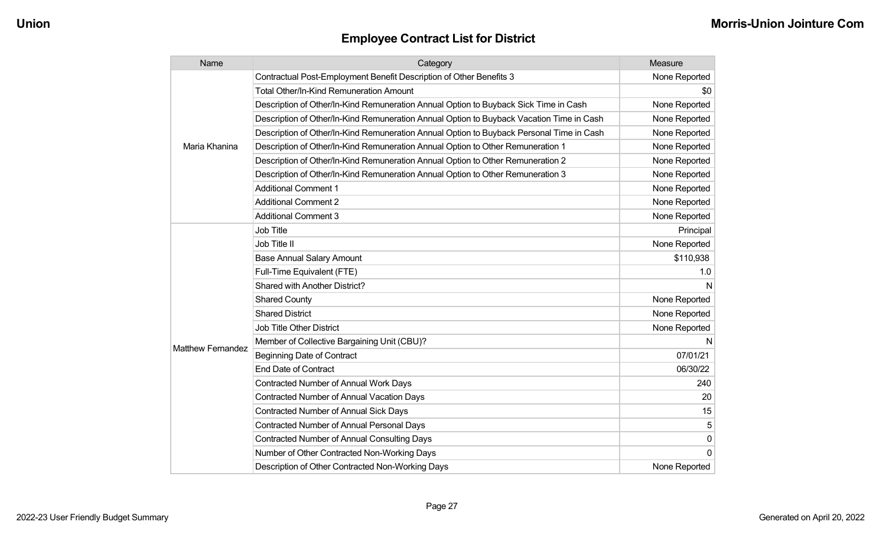## Employee Contract List for District

| Name | Category | Measure |
|---|---|---|
| Maria Khanina | Contractual Post-Employment Benefit Description of Other Benefits 3 | None Reported |
| | Total Other/In-Kind Remuneration Amount | $0 |
| | Description of Other/In-Kind Remuneration Annual Option to Buyback Sick Time in Cash | None Reported |
| | Description of Other/In-Kind Remuneration Annual Option to Buyback Vacation Time in Cash | None Reported |
| | Description of Other/In-Kind Remuneration Annual Option to Buyback Personal Time in Cash | None Reported |
| | Description of Other/In-Kind Remuneration Annual Option to Other Remuneration 1 | None Reported |
| | Description of Other/In-Kind Remuneration Annual Option to Other Remuneration 2 | None Reported |
| | Description of Other/In-Kind Remuneration Annual Option to Other Remuneration 3 | None Reported |
| | Additional Comment 1 | None Reported |
| | Additional Comment 2 | None Reported |
| | Additional Comment 3 | None Reported |
| Matthew Fernandez | Job Title | Principal |
| | Job Title II | None Reported |
| | Base Annual Salary Amount | $110,938 |
| | Full-Time Equivalent (FTE) | 1.0 |
| | Shared with Another District? | N |
| | Shared County | None Reported |
| | Shared District | None Reported |
| | Job Title Other District | None Reported |
| | Member of Collective Bargaining Unit (CBU)? | N |
| | Beginning Date of Contract | 07/01/21 |
| | End Date of Contract | 06/30/22 |
| | Contracted Number of Annual Work Days | 240 |
| | Contracted Number of Annual Vacation Days | 20 |
| | Contracted Number of Annual Sick Days | 15 |
| | Contracted Number of Annual Personal Days | 5 |
| | Contracted Number of Annual Consulting Days | 0 |
| | Number of Other Contracted Non-Working Days | 0 |
| | Description of Other Contracted Non-Working Days | None Reported |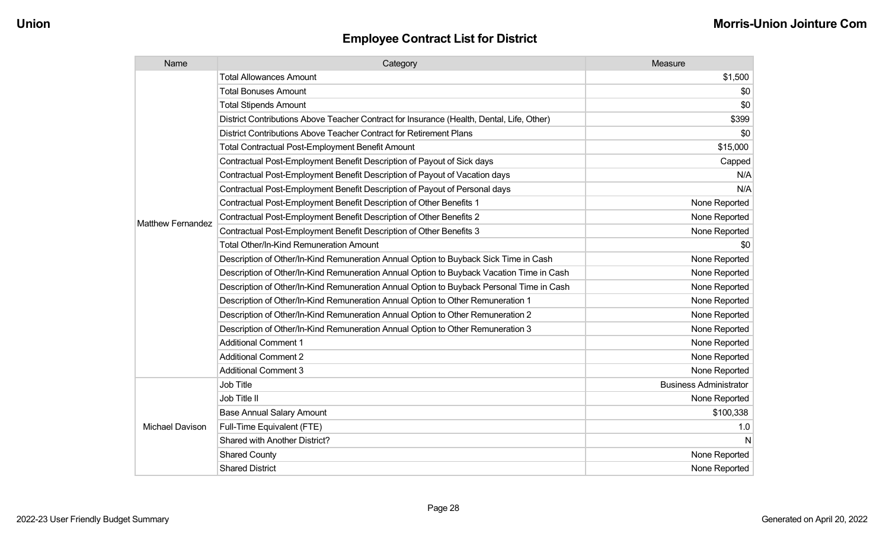## Employee Contract List for District

| Name | Category | Measure |
|---|---|---|
| Matthew Fernandez | Total Allowances Amount | $1,500 |
| | Total Bonuses Amount | $0 |
| | Total Stipends Amount | $0 |
| | District Contributions Above Teacher Contract for Insurance (Health, Dental, Life, Other) | $399 |
| | District Contributions Above Teacher Contract for Retirement Plans | $0 |
| | Total Contractual Post-Employment Benefit Amount | $15,000 |
| | Contractual Post-Employment Benefit Description of Payout of Sick days | Capped |
| | Contractual Post-Employment Benefit Description of Payout of Vacation days | N/A |
| | Contractual Post-Employment Benefit Description of Payout of Personal days | N/A |
| | Contractual Post-Employment Benefit Description of Other Benefits 1 | None Reported |
| | Contractual Post-Employment Benefit Description of Other Benefits 2 | None Reported |
| | Contractual Post-Employment Benefit Description of Other Benefits 3 | None Reported |
| | Total Other/In-Kind Remuneration Amount | $0 |
| | Description of Other/In-Kind Remuneration Annual Option to Buyback Sick Time in Cash | None Reported |
| | Description of Other/In-Kind Remuneration Annual Option to Buyback Vacation Time in Cash | None Reported |
| | Description of Other/In-Kind Remuneration Annual Option to Buyback Personal Time in Cash | None Reported |
| | Description of Other/In-Kind Remuneration Annual Option to Other Remuneration 1 | None Reported |
| | Description of Other/In-Kind Remuneration Annual Option to Other Remuneration 2 | None Reported |
| | Description of Other/In-Kind Remuneration Annual Option to Other Remuneration 3 | None Reported |
| | Additional Comment 1 | None Reported |
| | Additional Comment 2 | None Reported |
| | Additional Comment 3 | None Reported |
| Michael Davison | Job Title | Business Administrator |
| | Job Title II | None Reported |
| | Base Annual Salary Amount | $100,338 |
| | Full-Time Equivalent (FTE) | 1.0 |
| | Shared with Another District? | N |
| | Shared County | None Reported |
| | Shared District | None Reported |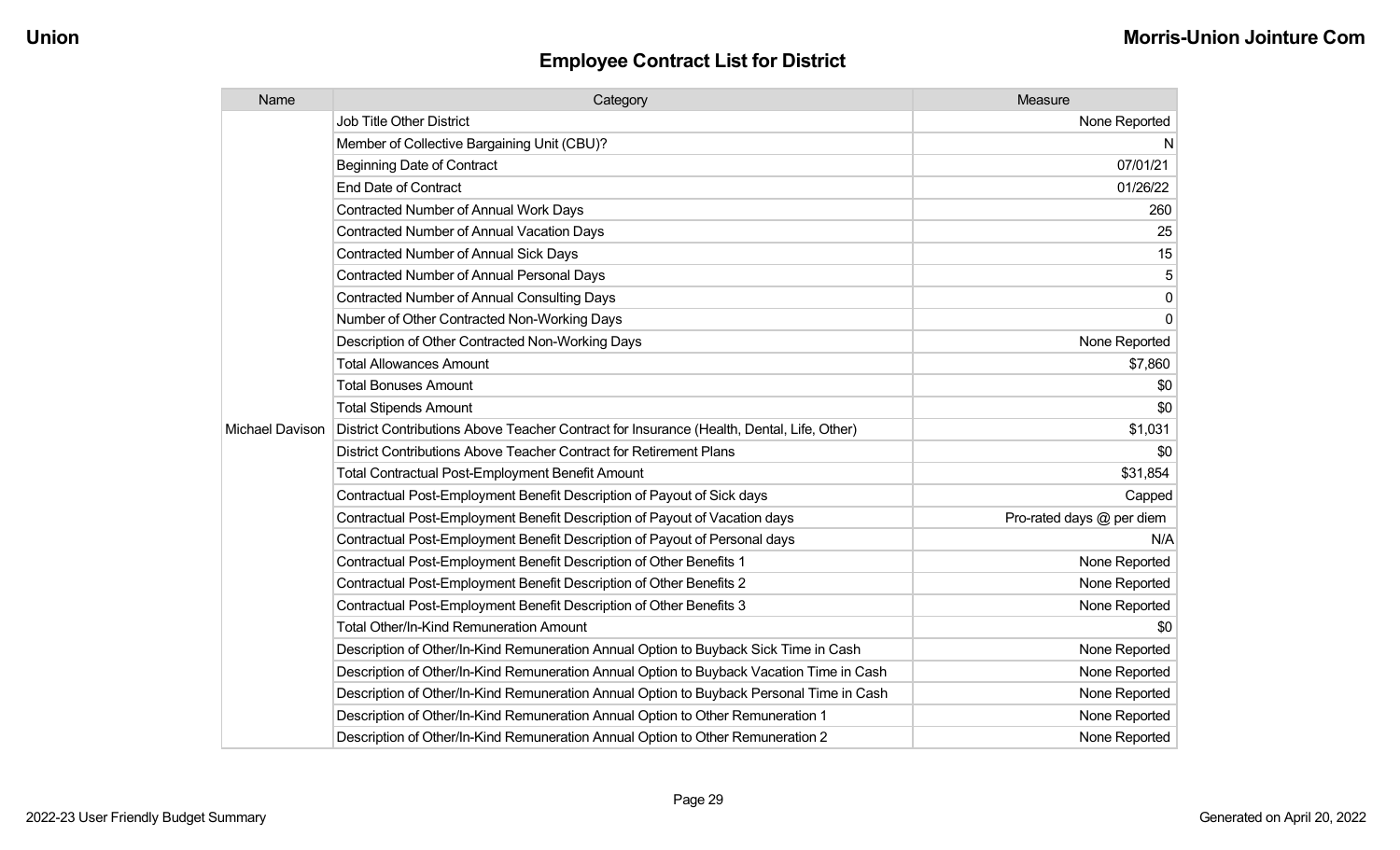## Employee Contract List for District

| Name | Category | Measure |
|---|---|---|
| Michael Davison | Job Title Other District | None Reported |
| | Member of Collective Bargaining Unit (CBU)? | N |
| | Beginning Date of Contract | 07/01/21 |
| | End Date of Contract | 01/26/22 |
| | Contracted Number of Annual Work Days | 260 |
| | Contracted Number of Annual Vacation Days | 25 |
| | Contracted Number of Annual Sick Days | 15 |
| | Contracted Number of Annual Personal Days | 5 |
| | Contracted Number of Annual Consulting Days | 0 |
| | Number of Other Contracted Non-Working Days | 0 |
| | Description of Other Contracted Non-Working Days | None Reported |
| | Total Allowances Amount | $7,860 |
| | Total Bonuses Amount | $0 |
| | Total Stipends Amount | $0 |
| | District Contributions Above Teacher Contract for Insurance (Health, Dental, Life, Other) | $1,031 |
| | District Contributions Above Teacher Contract for Retirement Plans | $0 |
| | Total Contractual Post-Employment Benefit Amount | $31,854 |
| | Contractual Post-Employment Benefit Description of Payout of Sick days | Capped |
| | Contractual Post-Employment Benefit Description of Payout of Vacation days | Pro-rated days @ per diem |
| | Contractual Post-Employment Benefit Description of Payout of Personal days | N/A |
| | Contractual Post-Employment Benefit Description of Other Benefits 1 | None Reported |
| | Contractual Post-Employment Benefit Description of Other Benefits 2 | None Reported |
| | Contractual Post-Employment Benefit Description of Other Benefits 3 | None Reported |
| | Total Other/In-Kind Remuneration Amount | $0 |
| | Description of Other/In-Kind Remuneration Annual Option to Buyback Sick Time in Cash | None Reported |
| | Description of Other/In-Kind Remuneration Annual Option to Buyback Vacation Time in Cash | None Reported |
| | Description of Other/In-Kind Remuneration Annual Option to Buyback Personal Time in Cash | None Reported |
| | Description of Other/In-Kind Remuneration Annual Option to Other Remuneration 1 | None Reported |
| | Description of Other/In-Kind Remuneration Annual Option to Other Remuneration 2 | None Reported |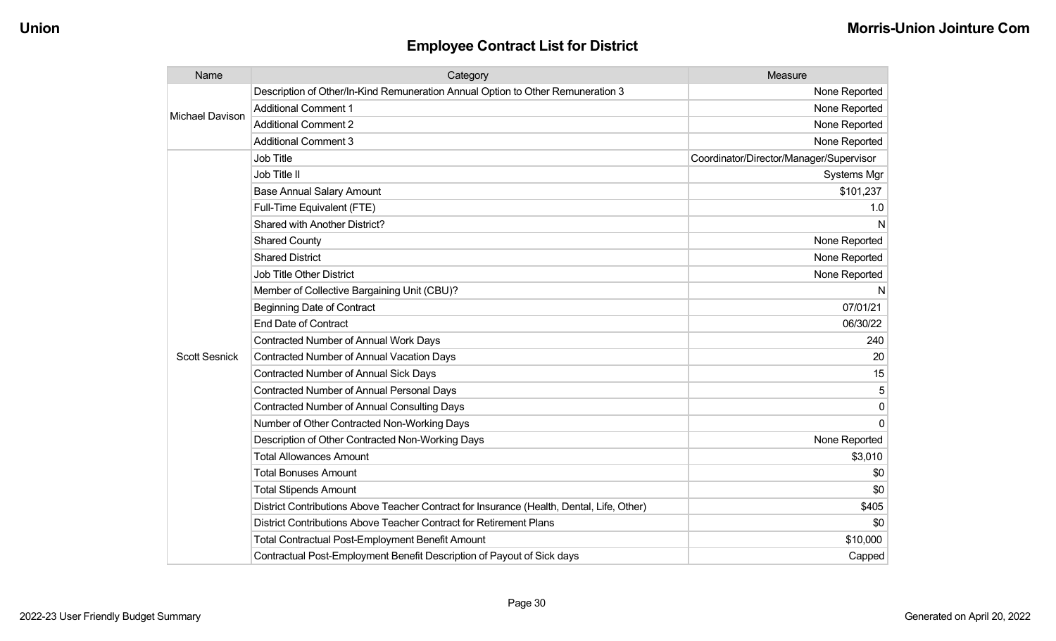## Employee Contract List for District

| Name | Category | Measure |
|---|---|---|
| Michael Davison | Description of Other/In-Kind Remuneration Annual Option to Other Remuneration 3 | None Reported |
| | Additional Comment 1 | None Reported |
| | Additional Comment 2 | None Reported |
| | Additional Comment 3 | None Reported |
| Scott Sesnick | Job Title | Coordinator/Director/Manager/Supervisor |
| | Job Title II | Systems Mgr |
| | Base Annual Salary Amount | $101,237 |
| | Full-Time Equivalent (FTE) | 1.0 |
| | Shared with Another District? | N |
| | Shared County | None Reported |
| | Shared District | None Reported |
| | Job Title Other District | None Reported |
| | Member of Collective Bargaining Unit (CBU)? | N |
| | Beginning Date of Contract | 07/01/21 |
| | End Date of Contract | 06/30/22 |
| | Contracted Number of Annual Work Days | 240 |
| | Contracted Number of Annual Vacation Days | 20 |
| | Contracted Number of Annual Sick Days | 15 |
| | Contracted Number of Annual Personal Days | 5 |
| | Contracted Number of Annual Consulting Days | 0 |
| | Number of Other Contracted Non-Working Days | 0 |
| | Description of Other Contracted Non-Working Days | None Reported |
| | Total Allowances Amount | $3,010 |
| | Total Bonuses Amount | $0 |
| | Total Stipends Amount | $0 |
| | District Contributions Above Teacher Contract for Insurance (Health, Dental, Life, Other) | $405 |
| | District Contributions Above Teacher Contract for Retirement Plans | $0 |
| | Total Contractual Post-Employment Benefit Amount | $10,000 |
| | Contractual Post-Employment Benefit Description of Payout of Sick days | Capped |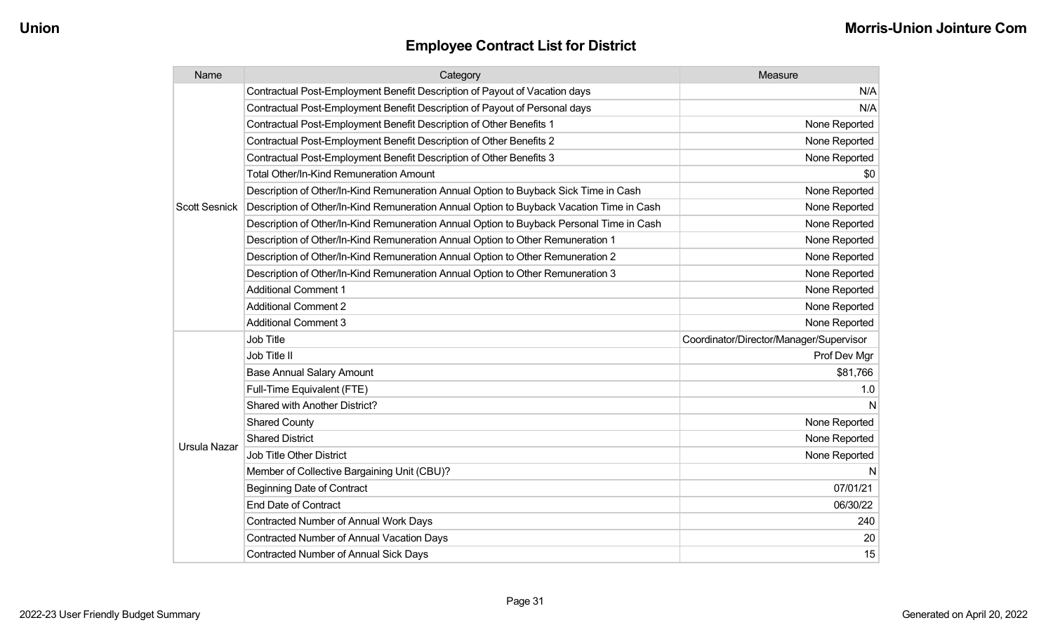## Employee Contract List for District

| Name | Category | Measure |
|---|---|---|
| Scott Sesnick | Contractual Post-Employment Benefit Description of Payout of Vacation days | N/A |
| | Contractual Post-Employment Benefit Description of Payout of Personal days | N/A |
| | Contractual Post-Employment Benefit Description of Other Benefits 1 | None Reported |
| | Contractual Post-Employment Benefit Description of Other Benefits 2 | None Reported |
| | Contractual Post-Employment Benefit Description of Other Benefits 3 | None Reported |
| | Total Other/In-Kind Remuneration Amount | $0 |
| | Description of Other/In-Kind Remuneration Annual Option to Buyback Sick Time in Cash | None Reported |
| | Description of Other/In-Kind Remuneration Annual Option to Buyback Vacation Time in Cash | None Reported |
| | Description of Other/In-Kind Remuneration Annual Option to Buyback Personal Time in Cash | None Reported |
| | Description of Other/In-Kind Remuneration Annual Option to Other Remuneration 1 | None Reported |
| | Description of Other/In-Kind Remuneration Annual Option to Other Remuneration 2 | None Reported |
| | Description of Other/In-Kind Remuneration Annual Option to Other Remuneration 3 | None Reported |
| | Additional Comment 1 | None Reported |
| | Additional Comment 2 | None Reported |
| | Additional Comment 3 | None Reported |
| Ursula Nazar | Job Title | Coordinator/Director/Manager/Supervisor |
| | Job Title II | Prof Dev Mgr |
| | Base Annual Salary Amount | $81,766 |
| | Full-Time Equivalent (FTE) | 1.0 |
| | Shared with Another District? | N |
| | Shared County | None Reported |
| | Shared District | None Reported |
| | Job Title Other District | None Reported |
| | Member of Collective Bargaining Unit (CBU)? | N |
| | Beginning Date of Contract | 07/01/21 |
| | End Date of Contract | 06/30/22 |
| | Contracted Number of Annual Work Days | 240 |
| | Contracted Number of Annual Vacation Days | 20 |
| | Contracted Number of Annual Sick Days | 15 |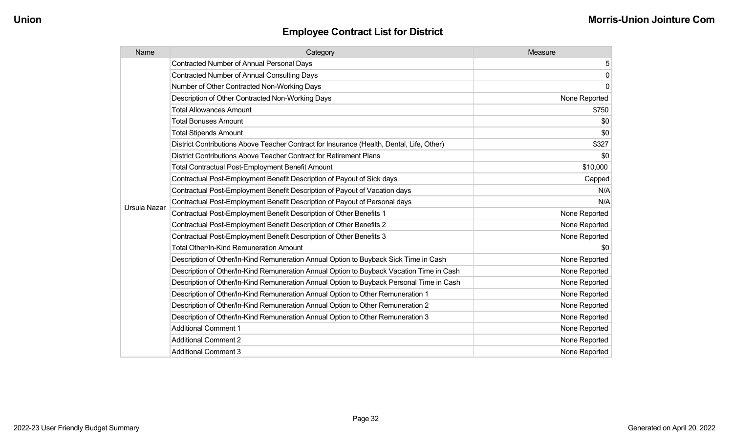## Employee Contract List for District

| Name | Category | Measure |
|---|---|---|
| Ursula Nazar | Contracted Number of Annual Personal Days | 5 |
| | Contracted Number of Annual Consulting Days | 0 |
| | Number of Other Contracted Non-Working Days | 0 |
| | Description of Other Contracted Non-Working Days | None Reported |
| | Total Allowances Amount | $750 |
| | Total Bonuses Amount | $0 |
| | Total Stipends Amount | $0 |
| | District Contributions Above Teacher Contract for Insurance (Health, Dental, Life, Other) | $327 |
| | District Contributions Above Teacher Contract for Retirement Plans | $0 |
| | Total Contractual Post-Employment Benefit Amount | $10,000 |
| | Contractual Post-Employment Benefit Description of Payout of Sick days | Capped |
| | Contractual Post-Employment Benefit Description of Payout of Vacation days | N/A |
| | Contractual Post-Employment Benefit Description of Payout of Personal days | N/A |
| | Contractual Post-Employment Benefit Description of Other Benefits 1 | None Reported |
| | Contractual Post-Employment Benefit Description of Other Benefits 2 | None Reported |
| | Contractual Post-Employment Benefit Description of Other Benefits 3 | None Reported |
| | Total Other/In-Kind Remuneration Amount | $0 |
| | Description of Other/In-Kind Remuneration Annual Option to Buyback Sick Time in Cash | None Reported |
| | Description of Other/In-Kind Remuneration Annual Option to Buyback Vacation Time in Cash | None Reported |
| | Description of Other/In-Kind Remuneration Annual Option to Buyback Personal Time in Cash | None Reported |
| | Description of Other/In-Kind Remuneration Annual Option to Other Remuneration 1 | None Reported |
| | Description of Other/In-Kind Remuneration Annual Option to Other Remuneration 2 | None Reported |
| | Description of Other/In-Kind Remuneration Annual Option to Other Remuneration 3 | None Reported |
| | Additional Comment 1 | None Reported |
| | Additional Comment 2 | None Reported |
| | Additional Comment 3 | None Reported |